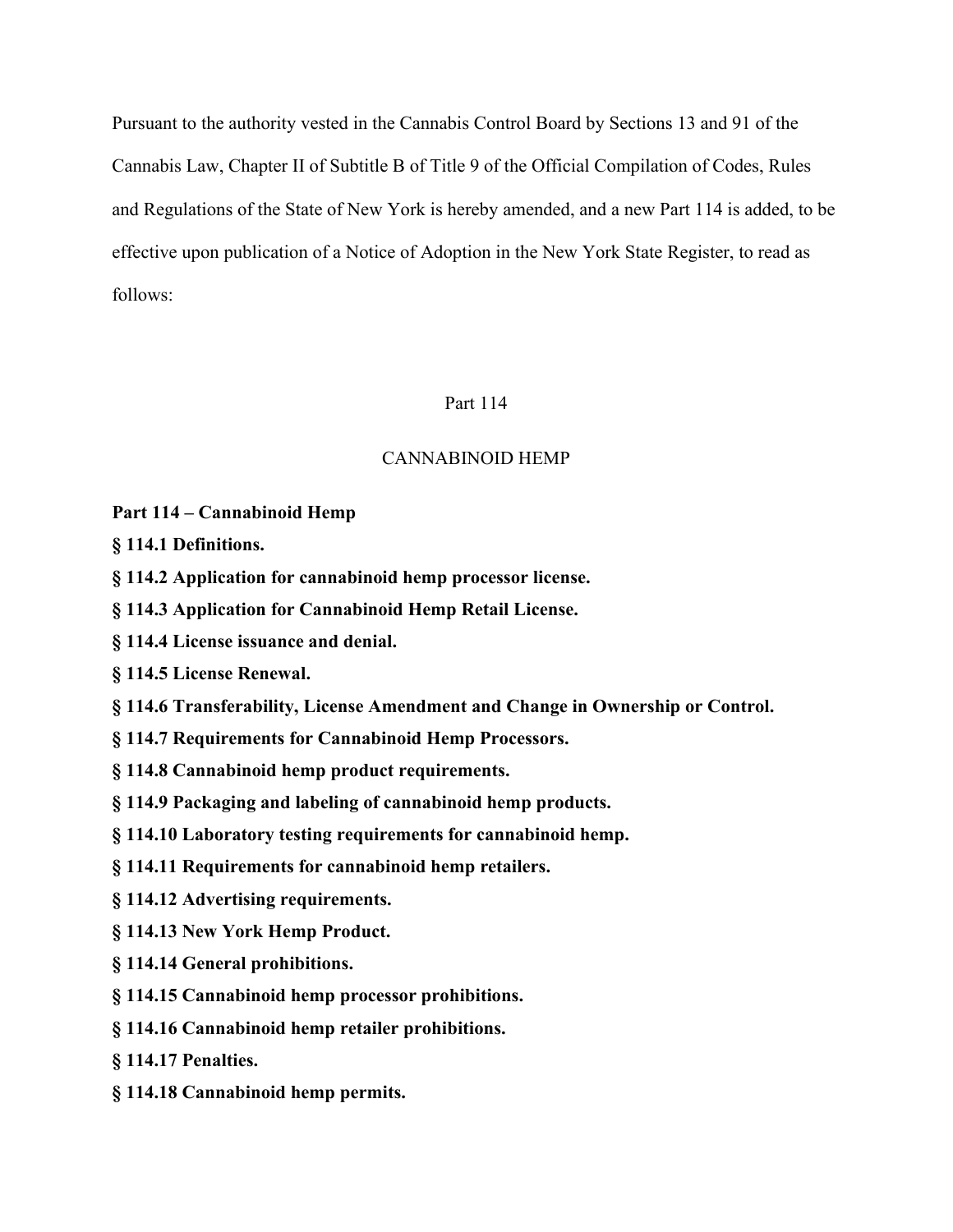Pursuant to the authority vested in the Cannabis Control Board by Sections 13 and 91 of the Cannabis Law, Chapter II of Subtitle B of Title 9 of the Official Compilation of Codes, Rules and Regulations of the State of New York is hereby amended, and a new Part 114 is added, to be effective upon publication of a Notice of Adoption in the New York State Register, to read as follows:

# Part 114

# CANNABINOID HEMP

**Part 114 – Cannabinoid Hemp**

**§ 114.1 Definitions.**

**§ 114.2 Application for cannabinoid hemp processor license.**

**§ 114.3 Application for Cannabinoid Hemp Retail License.**

**§ 114.4 License issuance and denial.**

**§ 114.5 License Renewal.**

**§ 114.6 Transferability, License Amendment and Change in Ownership or Control.**

**§ 114.7 Requirements for Cannabinoid Hemp Processors.**

**§ 114.8 Cannabinoid hemp product requirements.**

**§ 114.9 Packaging and labeling of cannabinoid hemp products.**

**§ 114.10 Laboratory testing requirements for cannabinoid hemp.**

**§ 114.11 Requirements for cannabinoid hemp retailers.**

**§ 114.12 Advertising requirements.**

**§ 114.13 New York Hemp Product.**

**§ 114.14 General prohibitions.**

**§ 114.15 Cannabinoid hemp processor prohibitions.**

**§ 114.16 Cannabinoid hemp retailer prohibitions.**

**§ 114.17 Penalties.**

**§ 114.18 Cannabinoid hemp permits.**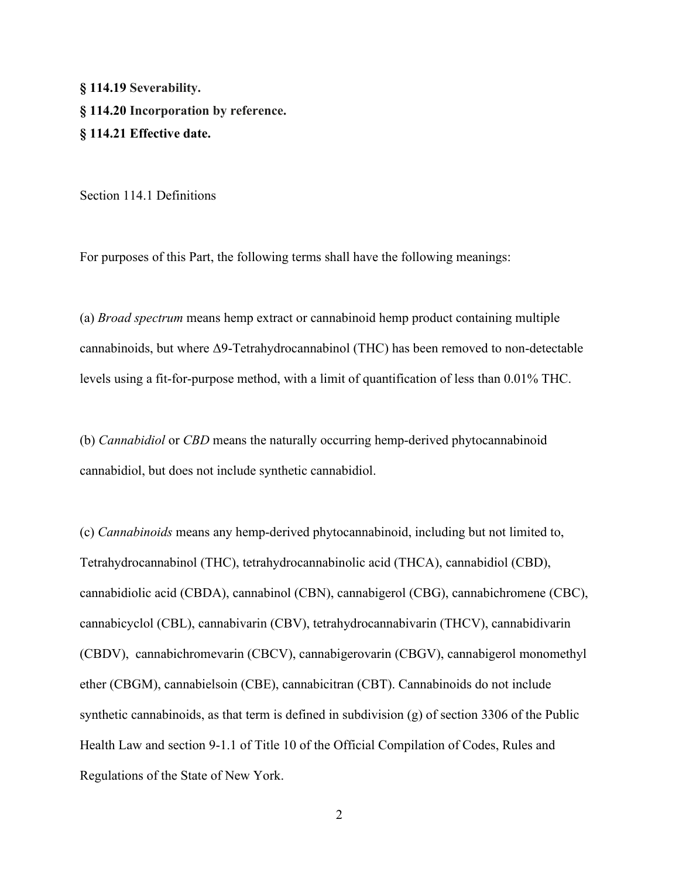**§ 114.19 Severability.**

**§ 114.20 Incorporation by reference.**

**§ 114.21 Effective date.**

Section 114.1 Definitions

For purposes of this Part, the following terms shall have the following meanings:

(a) *Broad spectrum* means hemp extract or cannabinoid hemp product containing multiple cannabinoids, but where Δ9-Tetrahydrocannabinol (THC) has been removed to non-detectable levels using a fit-for-purpose method, with a limit of quantification of less than 0.01% THC.

(b) *Cannabidiol* or *CBD* means the naturally occurring hemp-derived phytocannabinoid cannabidiol, but does not include synthetic cannabidiol.

(c) *Cannabinoids* means any hemp-derived phytocannabinoid, including but not limited to, Tetrahydrocannabinol (THC), tetrahydrocannabinolic acid (THCA), cannabidiol (CBD), cannabidiolic acid (CBDA), cannabinol (CBN), cannabigerol (CBG), cannabichromene (CBC), cannabicyclol (CBL), cannabivarin (CBV), tetrahydrocannabivarin (THCV), cannabidivarin (CBDV), cannabichromevarin (CBCV), cannabigerovarin (CBGV), cannabigerol monomethyl ether (CBGM), cannabielsoin (CBE), cannabicitran (CBT). Cannabinoids do not include synthetic cannabinoids, as that term is defined in subdivision (g) of section 3306 of the Public Health Law and section 9-1.1 of Title 10 of the Official Compilation of Codes, Rules and Regulations of the State of New York.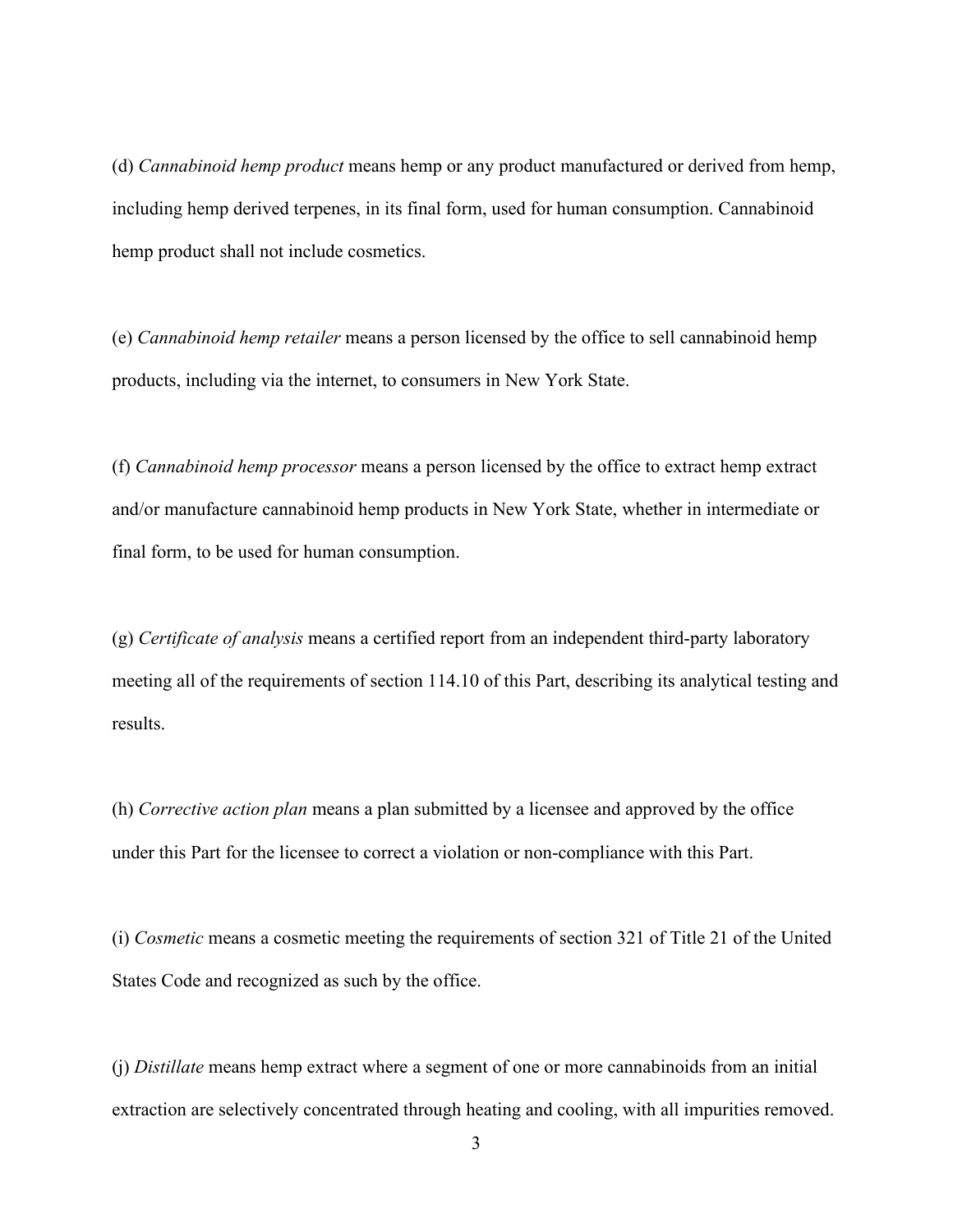(d) *Cannabinoid hemp product* means hemp or any product manufactured or derived from hemp, including hemp derived terpenes, in its final form, used for human consumption. Cannabinoid hemp product shall not include cosmetics.

(e) *Cannabinoid hemp retailer* means a person licensed by the office to sell cannabinoid hemp products, including via the internet, to consumers in New York State.

(f) *Cannabinoid hemp processor* means a person licensed by the office to extract hemp extract and/or manufacture cannabinoid hemp products in New York State, whether in intermediate or final form, to be used for human consumption.

(g) *Certificate of analysis* means a certified report from an independent third-party laboratory meeting all of the requirements of section 114.10 of this Part, describing its analytical testing and results.

(h) *Corrective action plan* means a plan submitted by a licensee and approved by the office under this Part for the licensee to correct a violation or non-compliance with this Part.

(i) *Cosmetic* means a cosmetic meeting the requirements of section 321 of Title 21 of the United States Code and recognized as such by the office.

(j) *Distillate* means hemp extract where a segment of one or more cannabinoids from an initial extraction are selectively concentrated through heating and cooling, with all impurities removed.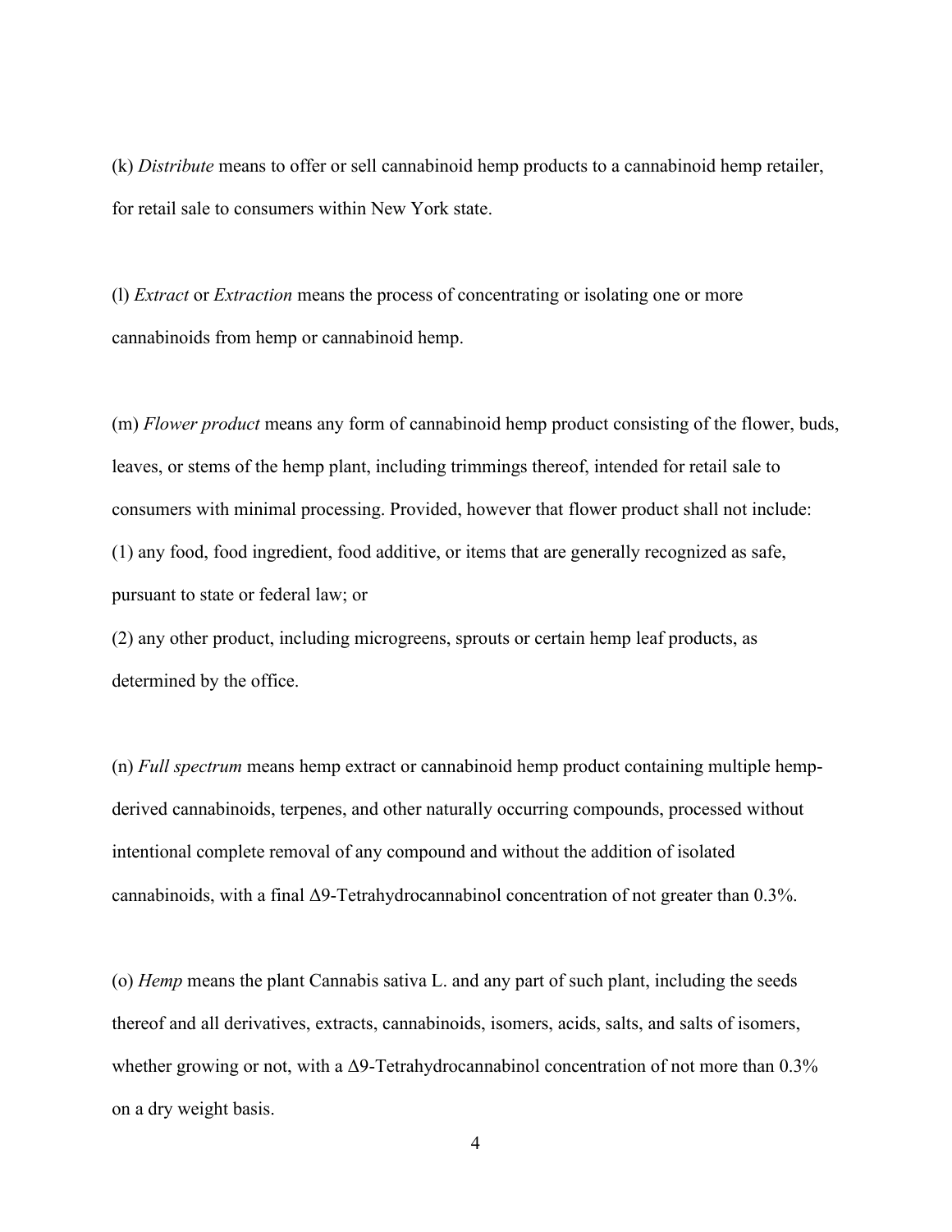(k) *Distribute* means to offer or sell cannabinoid hemp products to a cannabinoid hemp retailer, for retail sale to consumers within New York state.

(l) *Extract* or *Extraction* means the process of concentrating or isolating one or more cannabinoids from hemp or cannabinoid hemp.

(m) *Flower product* means any form of cannabinoid hemp product consisting of the flower, buds, leaves, or stems of the hemp plant, including trimmings thereof, intended for retail sale to consumers with minimal processing. Provided, however that flower product shall not include:
(1) any food, food ingredient, food additive, or items that are generally recognized as safe, pursuant to state or federal law; or
(2) any other product, including microgreens, sprouts or certain hemp leaf products, as determined by the office.

(n) *Full spectrum* means hemp extract or cannabinoid hemp product containing multiple hemp-derived cannabinoids, terpenes, and other naturally occurring compounds, processed without intentional complete removal of any compound and without the addition of isolated cannabinoids, with a final $\Delta$9-Tetrahydrocannabinol concentration of not greater than 0.3%.

(o) *Hemp* means the plant Cannabis sativa L. and any part of such plant, including the seeds thereof and all derivatives, extracts, cannabinoids, isomers, acids, salts, and salts of isomers, whether growing or not, with a $\Delta$9-Tetrahydrocannabinol concentration of not more than 0.3% on a dry weight basis.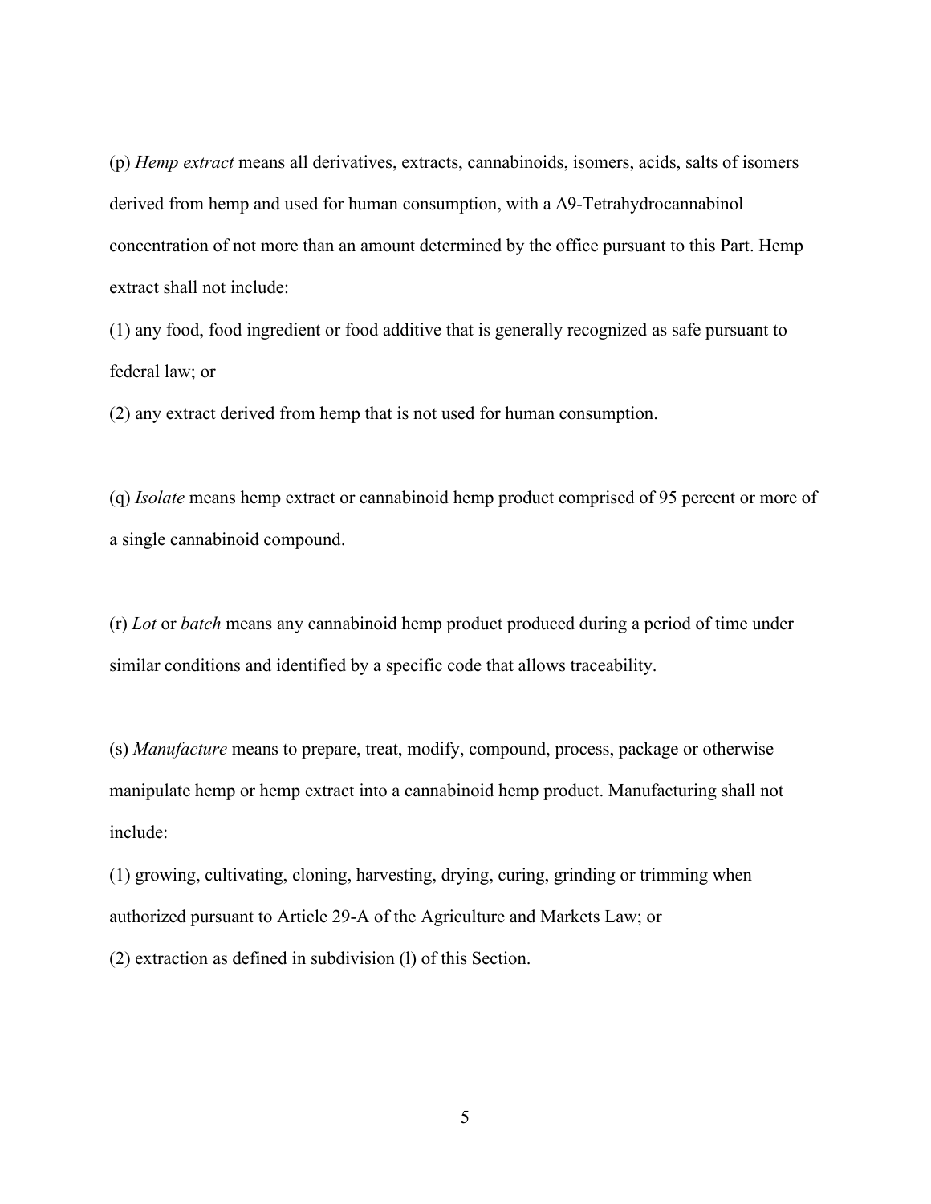(p) *Hemp extract* means all derivatives, extracts, cannabinoids, isomers, acids, salts of isomers derived from hemp and used for human consumption, with a Δ9-Tetrahydrocannabinol concentration of not more than an amount determined by the office pursuant to this Part. Hemp extract shall not include:

(1) any food, food ingredient or food additive that is generally recognized as safe pursuant to federal law; or

(2) any extract derived from hemp that is not used for human consumption.

(q) *Isolate* means hemp extract or cannabinoid hemp product comprised of 95 percent or more of a single cannabinoid compound.

(r) *Lot* or *batch* means any cannabinoid hemp product produced during a period of time under similar conditions and identified by a specific code that allows traceability.

(s) *Manufacture* means to prepare, treat, modify, compound, process, package or otherwise manipulate hemp or hemp extract into a cannabinoid hemp product. Manufacturing shall not include:

(1) growing, cultivating, cloning, harvesting, drying, curing, grinding or trimming when authorized pursuant to Article 29-A of the Agriculture and Markets Law; or

(2) extraction as defined in subdivision (l) of this Section.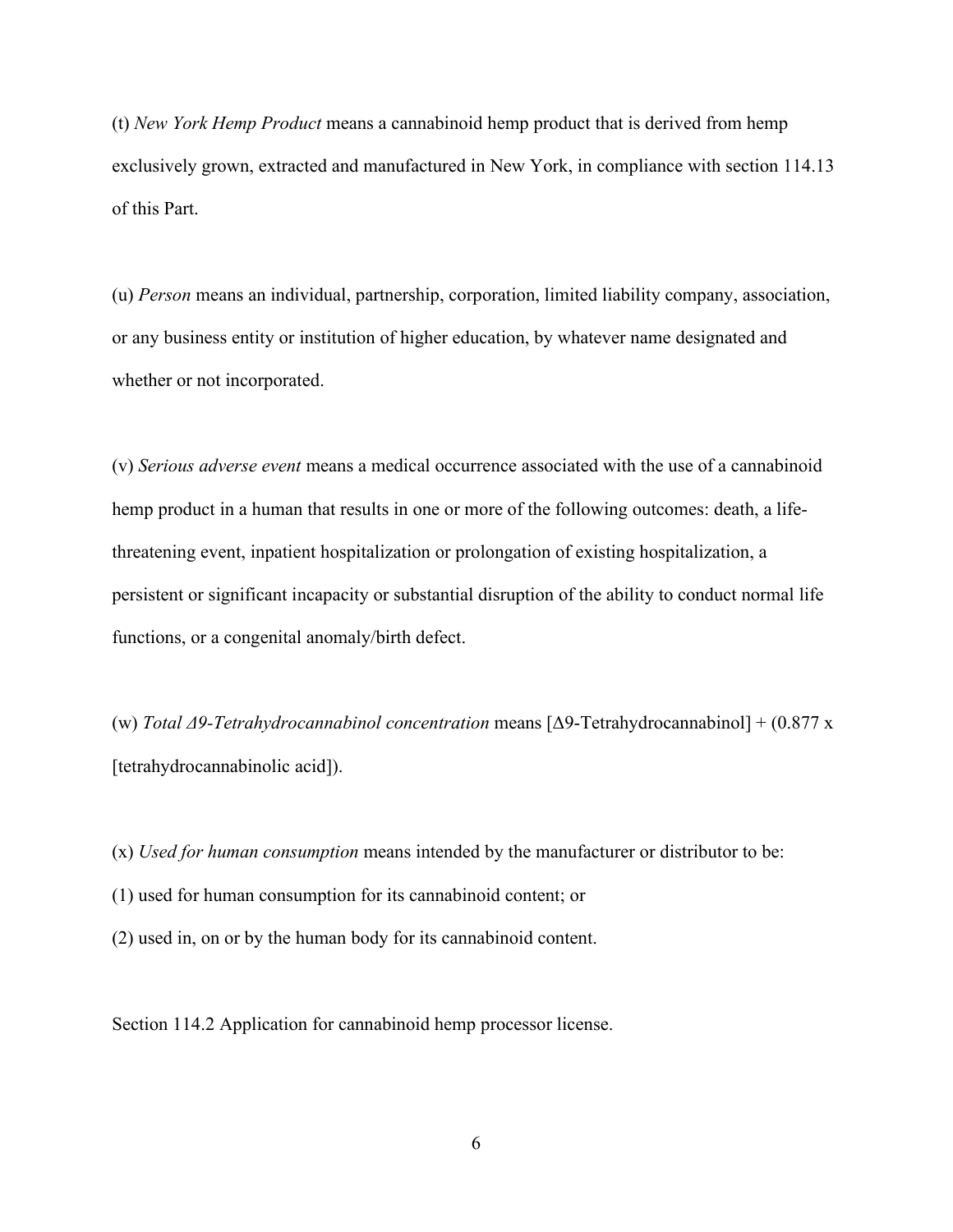(t) *New York Hemp Product* means a cannabinoid hemp product that is derived from hemp exclusively grown, extracted and manufactured in New York, in compliance with section 114.13 of this Part.

(u) *Person* means an individual, partnership, corporation, limited liability company, association, or any business entity or institution of higher education, by whatever name designated and whether or not incorporated.

(v) *Serious adverse event* means a medical occurrence associated with the use of a cannabinoid hemp product in a human that results in one or more of the following outcomes: death, a life-threatening event, inpatient hospitalization or prolongation of existing hospitalization, a persistent or significant incapacity or substantial disruption of the ability to conduct normal life functions, or a congenital anomaly/birth defect.

(w) *Total Δ9-Tetrahydrocannabinol concentration* means [Δ9-Tetrahydrocannabinol] + (0.877 x [tetrahydrocannabinolic acid]).

(x) *Used for human consumption* means intended by the manufacturer or distributor to be:

(1) used for human consumption for its cannabinoid content; or

(2) used in, on or by the human body for its cannabinoid content.

Section 114.2 Application for cannabinoid hemp processor license.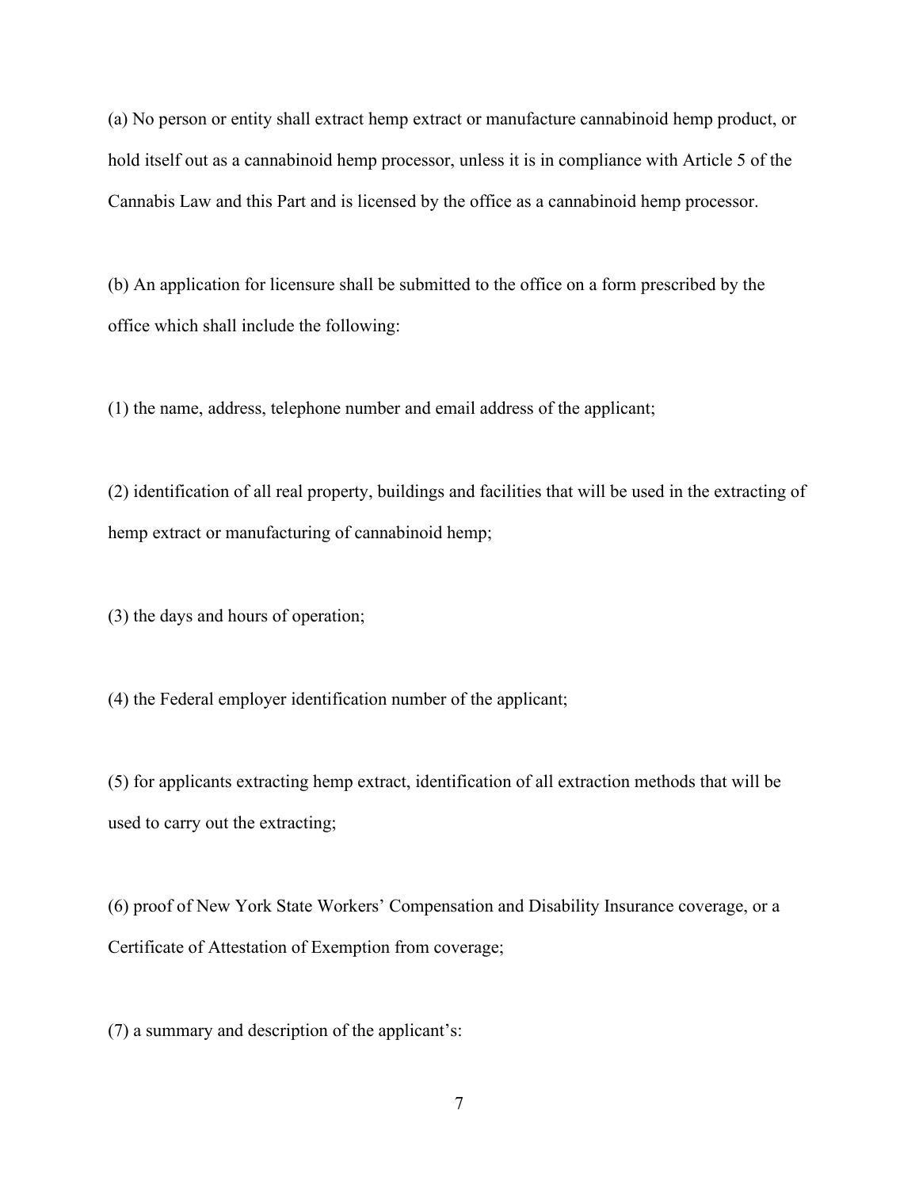(a) No person or entity shall extract hemp extract or manufacture cannabinoid hemp product, or hold itself out as a cannabinoid hemp processor, unless it is in compliance with Article 5 of the Cannabis Law and this Part and is licensed by the office as a cannabinoid hemp processor.

(b) An application for licensure shall be submitted to the office on a form prescribed by the office which shall include the following:

(1) the name, address, telephone number and email address of the applicant;

(2) identification of all real property, buildings and facilities that will be used in the extracting of hemp extract or manufacturing of cannabinoid hemp;

(3) the days and hours of operation;

(4) the Federal employer identification number of the applicant;

(5) for applicants extracting hemp extract, identification of all extraction methods that will be used to carry out the extracting;

(6) proof of New York State Workers' Compensation and Disability Insurance coverage, or a Certificate of Attestation of Exemption from coverage;

(7) a summary and description of the applicant's: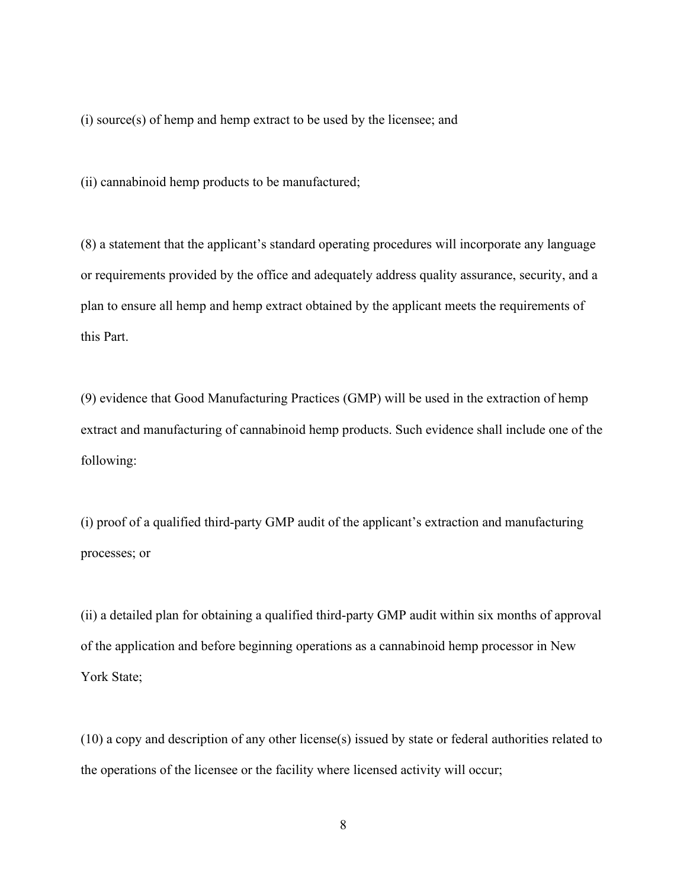(i) source(s) of hemp and hemp extract to be used by the licensee; and

(ii) cannabinoid hemp products to be manufactured;

(8) a statement that the applicant's standard operating procedures will incorporate any language or requirements provided by the office and adequately address quality assurance, security, and a plan to ensure all hemp and hemp extract obtained by the applicant meets the requirements of this Part.

(9) evidence that Good Manufacturing Practices (GMP) will be used in the extraction of hemp extract and manufacturing of cannabinoid hemp products. Such evidence shall include one of the following:

(i) proof of a qualified third-party GMP audit of the applicant's extraction and manufacturing processes; or

(ii) a detailed plan for obtaining a qualified third-party GMP audit within six months of approval of the application and before beginning operations as a cannabinoid hemp processor in New York State;

(10) a copy and description of any other license(s) issued by state or federal authorities related to the operations of the licensee or the facility where licensed activity will occur;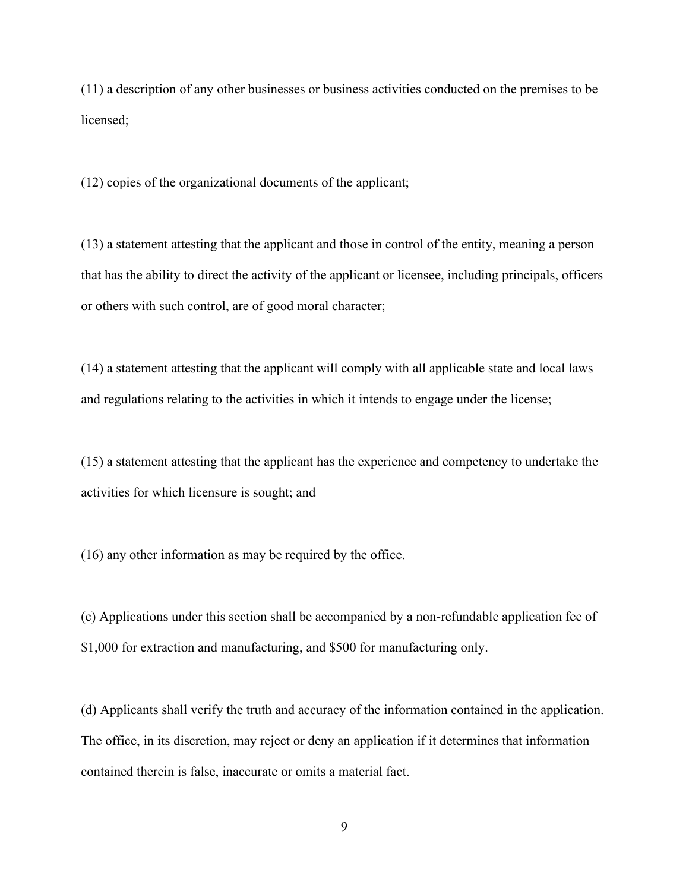(11) a description of any other businesses or business activities conducted on the premises to be licensed;

(12) copies of the organizational documents of the applicant;

(13) a statement attesting that the applicant and those in control of the entity, meaning a person that has the ability to direct the activity of the applicant or licensee, including principals, officers or others with such control, are of good moral character;

(14) a statement attesting that the applicant will comply with all applicable state and local laws and regulations relating to the activities in which it intends to engage under the license;

(15) a statement attesting that the applicant has the experience and competency to undertake the activities for which licensure is sought; and

(16) any other information as may be required by the office.

(c) Applications under this section shall be accompanied by a non-refundable application fee of $1,000 for extraction and manufacturing, and $500 for manufacturing only.

(d) Applicants shall verify the truth and accuracy of the information contained in the application. The office, in its discretion, may reject or deny an application if it determines that information contained therein is false, inaccurate or omits a material fact.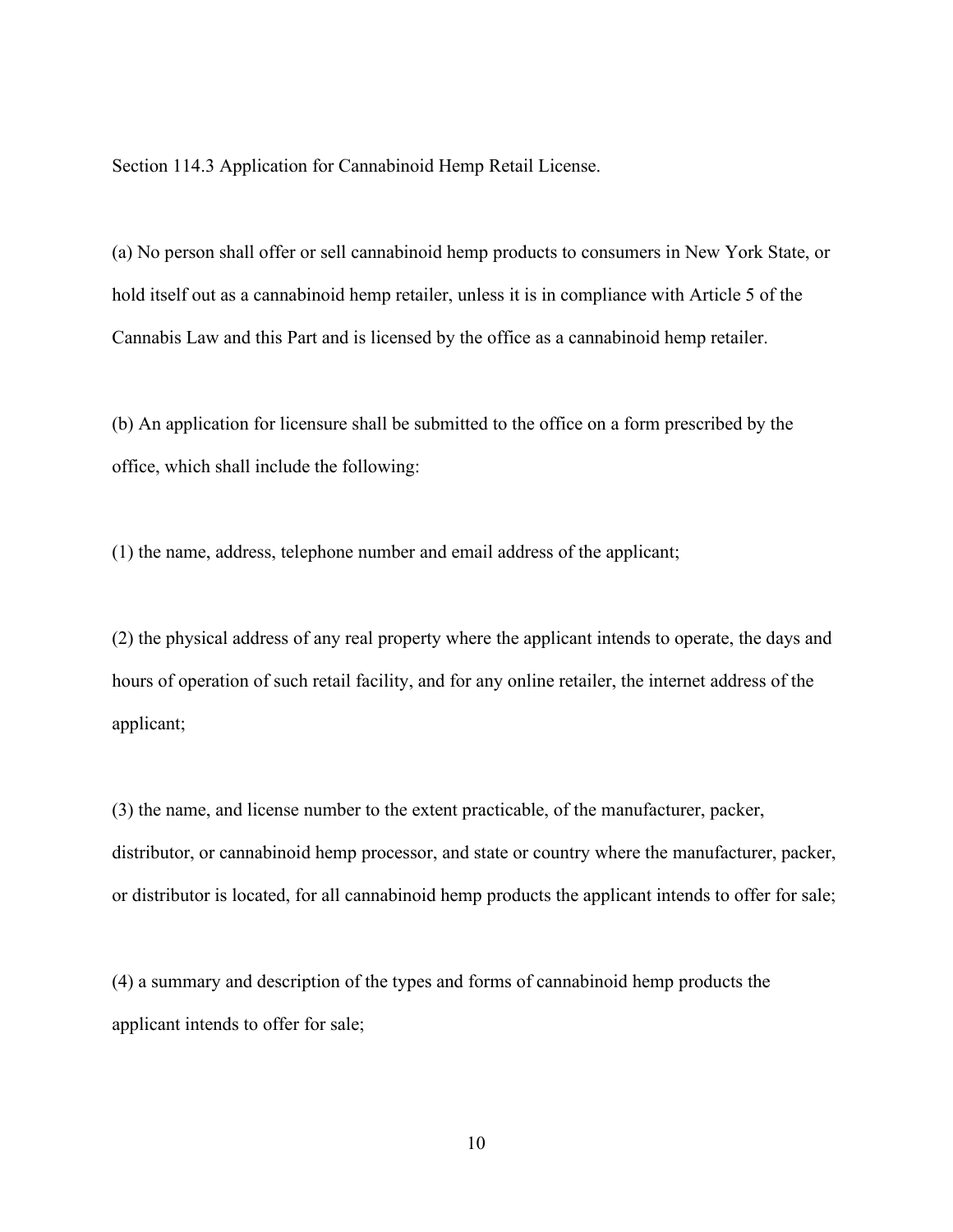Section 114.3 Application for Cannabinoid Hemp Retail License.

(a) No person shall offer or sell cannabinoid hemp products to consumers in New York State, or hold itself out as a cannabinoid hemp retailer, unless it is in compliance with Article 5 of the Cannabis Law and this Part and is licensed by the office as a cannabinoid hemp retailer.

(b) An application for licensure shall be submitted to the office on a form prescribed by the office, which shall include the following:

(1) the name, address, telephone number and email address of the applicant;

(2) the physical address of any real property where the applicant intends to operate, the days and hours of operation of such retail facility, and for any online retailer, the internet address of the applicant;

(3) the name, and license number to the extent practicable, of the manufacturer, packer, distributor, or cannabinoid hemp processor, and state or country where the manufacturer, packer, or distributor is located, for all cannabinoid hemp products the applicant intends to offer for sale;

(4) a summary and description of the types and forms of cannabinoid hemp products the applicant intends to offer for sale;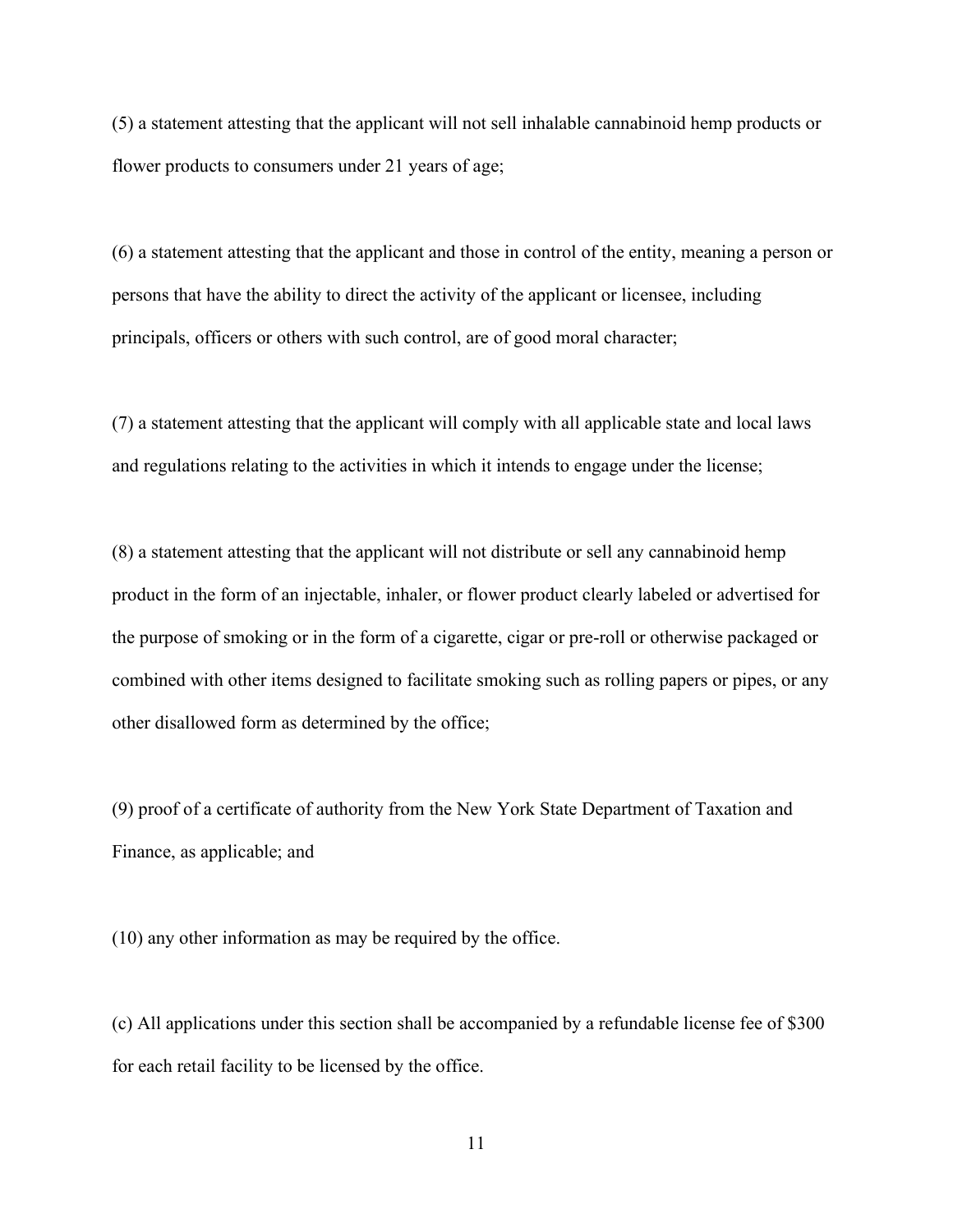(5) a statement attesting that the applicant will not sell inhalable cannabinoid hemp products or flower products to consumers under 21 years of age;

(6) a statement attesting that the applicant and those in control of the entity, meaning a person or persons that have the ability to direct the activity of the applicant or licensee, including principals, officers or others with such control, are of good moral character;

(7) a statement attesting that the applicant will comply with all applicable state and local laws and regulations relating to the activities in which it intends to engage under the license;

(8) a statement attesting that the applicant will not distribute or sell any cannabinoid hemp product in the form of an injectable, inhaler, or flower product clearly labeled or advertised for the purpose of smoking or in the form of a cigarette, cigar or pre-roll or otherwise packaged or combined with other items designed to facilitate smoking such as rolling papers or pipes, or any other disallowed form as determined by the office;

(9) proof of a certificate of authority from the New York State Department of Taxation and Finance, as applicable; and

(10) any other information as may be required by the office.

(c) All applications under this section shall be accompanied by a refundable license fee of $300 for each retail facility to be licensed by the office.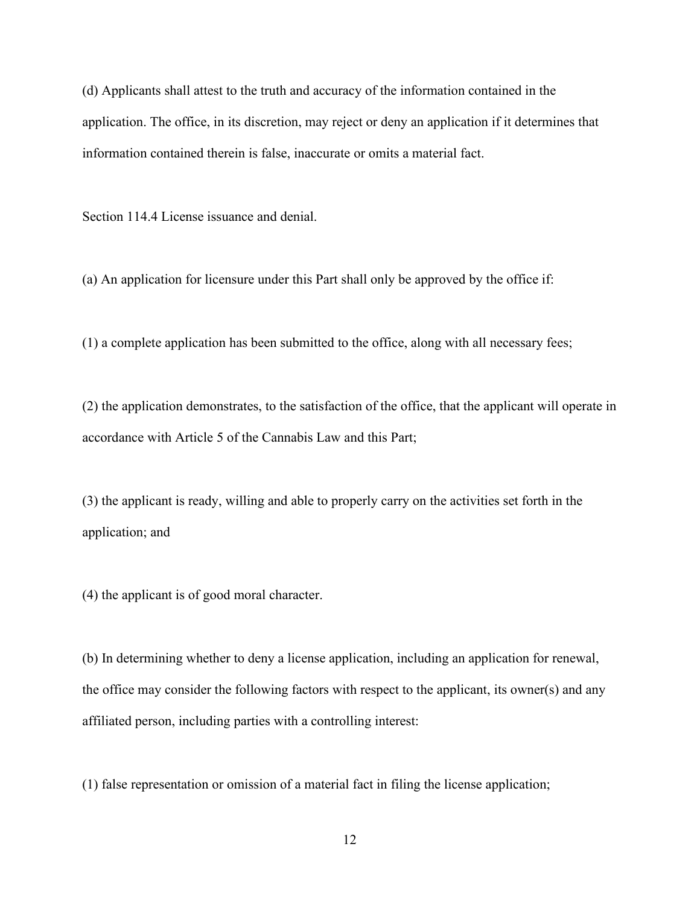(d) Applicants shall attest to the truth and accuracy of the information contained in the application. The office, in its discretion, may reject or deny an application if it determines that information contained therein is false, inaccurate or omits a material fact.

Section 114.4 License issuance and denial.

(a) An application for licensure under this Part shall only be approved by the office if:

(1) a complete application has been submitted to the office, along with all necessary fees;

(2) the application demonstrates, to the satisfaction of the office, that the applicant will operate in accordance with Article 5 of the Cannabis Law and this Part;

(3) the applicant is ready, willing and able to properly carry on the activities set forth in the application; and

(4) the applicant is of good moral character.

(b) In determining whether to deny a license application, including an application for renewal, the office may consider the following factors with respect to the applicant, its owner(s) and any affiliated person, including parties with a controlling interest:

(1) false representation or omission of a material fact in filing the license application;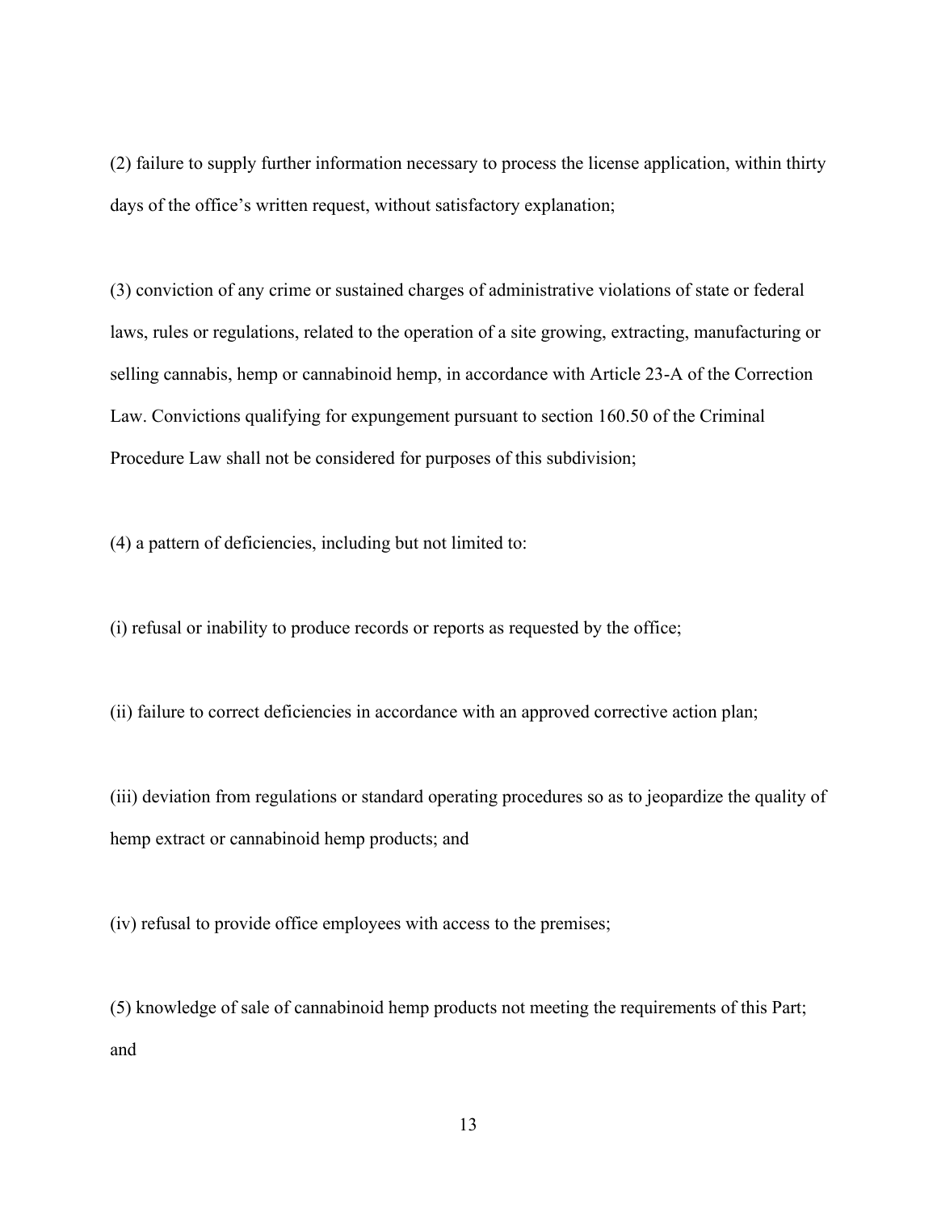(2) failure to supply further information necessary to process the license application, within thirty days of the office's written request, without satisfactory explanation;

(3) conviction of any crime or sustained charges of administrative violations of state or federal laws, rules or regulations, related to the operation of a site growing, extracting, manufacturing or selling cannabis, hemp or cannabinoid hemp, in accordance with Article 23-A of the Correction Law. Convictions qualifying for expungement pursuant to section 160.50 of the Criminal Procedure Law shall not be considered for purposes of this subdivision;

(4) a pattern of deficiencies, including but not limited to:

(i) refusal or inability to produce records or reports as requested by the office;

(ii) failure to correct deficiencies in accordance with an approved corrective action plan;

(iii) deviation from regulations or standard operating procedures so as to jeopardize the quality of hemp extract or cannabinoid hemp products; and

(iv) refusal to provide office employees with access to the premises;

(5) knowledge of sale of cannabinoid hemp products not meeting the requirements of this Part; and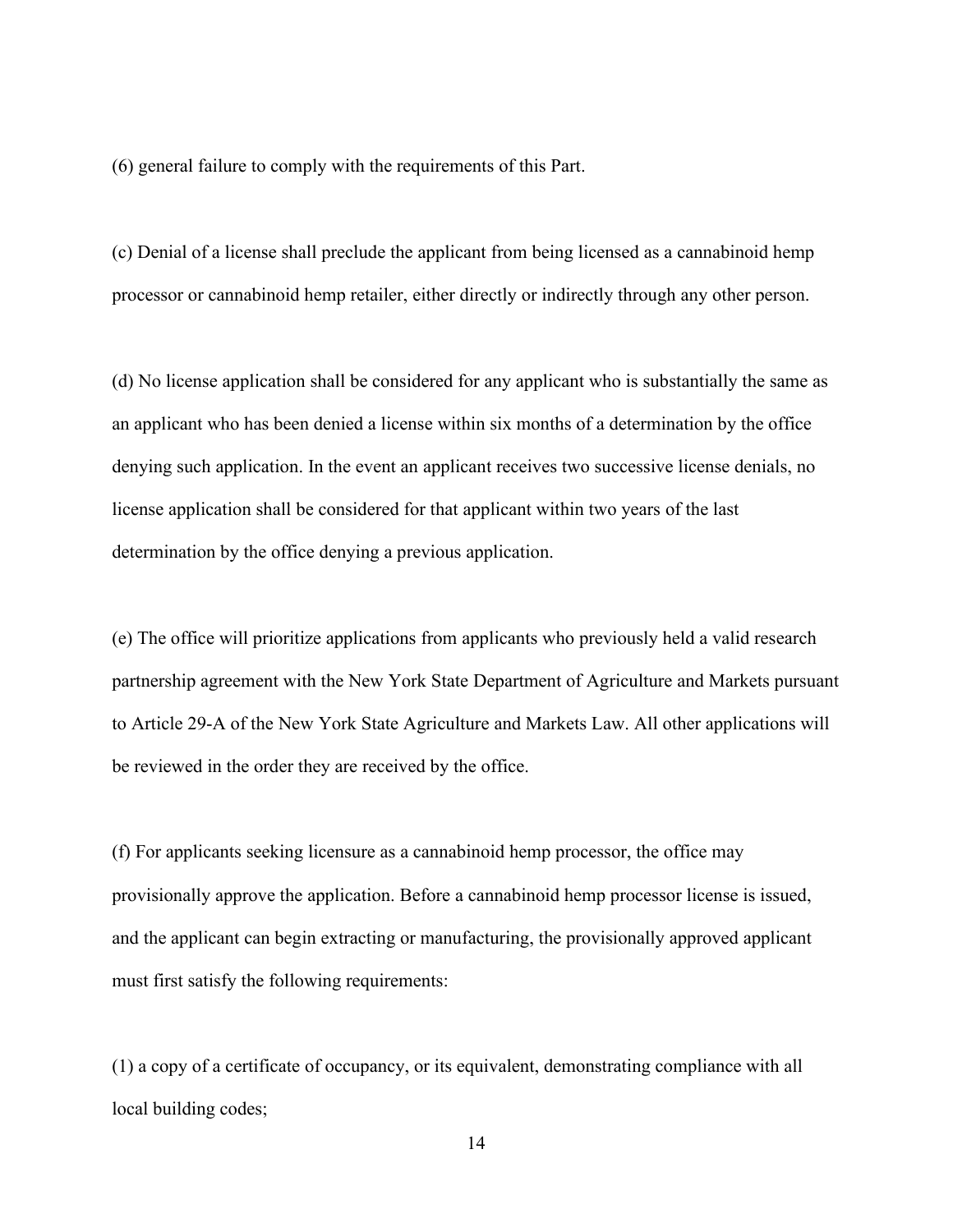(6) general failure to comply with the requirements of this Part.

(c) Denial of a license shall preclude the applicant from being licensed as a cannabinoid hemp processor or cannabinoid hemp retailer, either directly or indirectly through any other person.

(d) No license application shall be considered for any applicant who is substantially the same as an applicant who has been denied a license within six months of a determination by the office denying such application. In the event an applicant receives two successive license denials, no license application shall be considered for that applicant within two years of the last determination by the office denying a previous application.

(e) The office will prioritize applications from applicants who previously held a valid research partnership agreement with the New York State Department of Agriculture and Markets pursuant to Article 29-A of the New York State Agriculture and Markets Law. All other applications will be reviewed in the order they are received by the office.

(f) For applicants seeking licensure as a cannabinoid hemp processor, the office may provisionally approve the application. Before a cannabinoid hemp processor license is issued, and the applicant can begin extracting or manufacturing, the provisionally approved applicant must first satisfy the following requirements:

(1) a copy of a certificate of occupancy, or its equivalent, demonstrating compliance with all local building codes;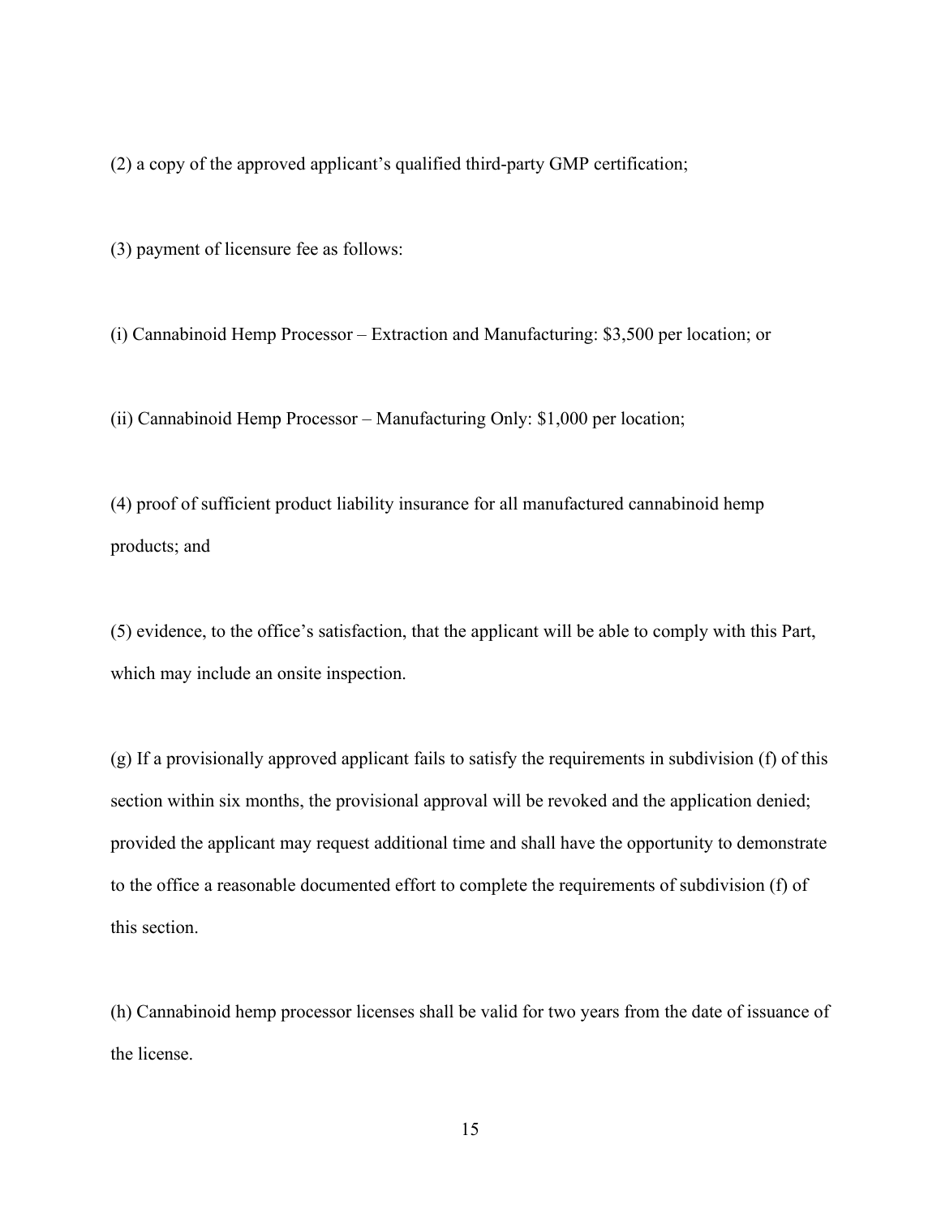(2) a copy of the approved applicant's qualified third-party GMP certification;

(3) payment of licensure fee as follows:

(i) Cannabinoid Hemp Processor – Extraction and Manufacturing: $3,500 per location; or

(ii) Cannabinoid Hemp Processor – Manufacturing Only: $1,000 per location;

(4) proof of sufficient product liability insurance for all manufactured cannabinoid hemp products; and

(5) evidence, to the office's satisfaction, that the applicant will be able to comply with this Part, which may include an onsite inspection.

(g) If a provisionally approved applicant fails to satisfy the requirements in subdivision (f) of this section within six months, the provisional approval will be revoked and the application denied; provided the applicant may request additional time and shall have the opportunity to demonstrate to the office a reasonable documented effort to complete the requirements of subdivision (f) of this section.

(h) Cannabinoid hemp processor licenses shall be valid for two years from the date of issuance of the license.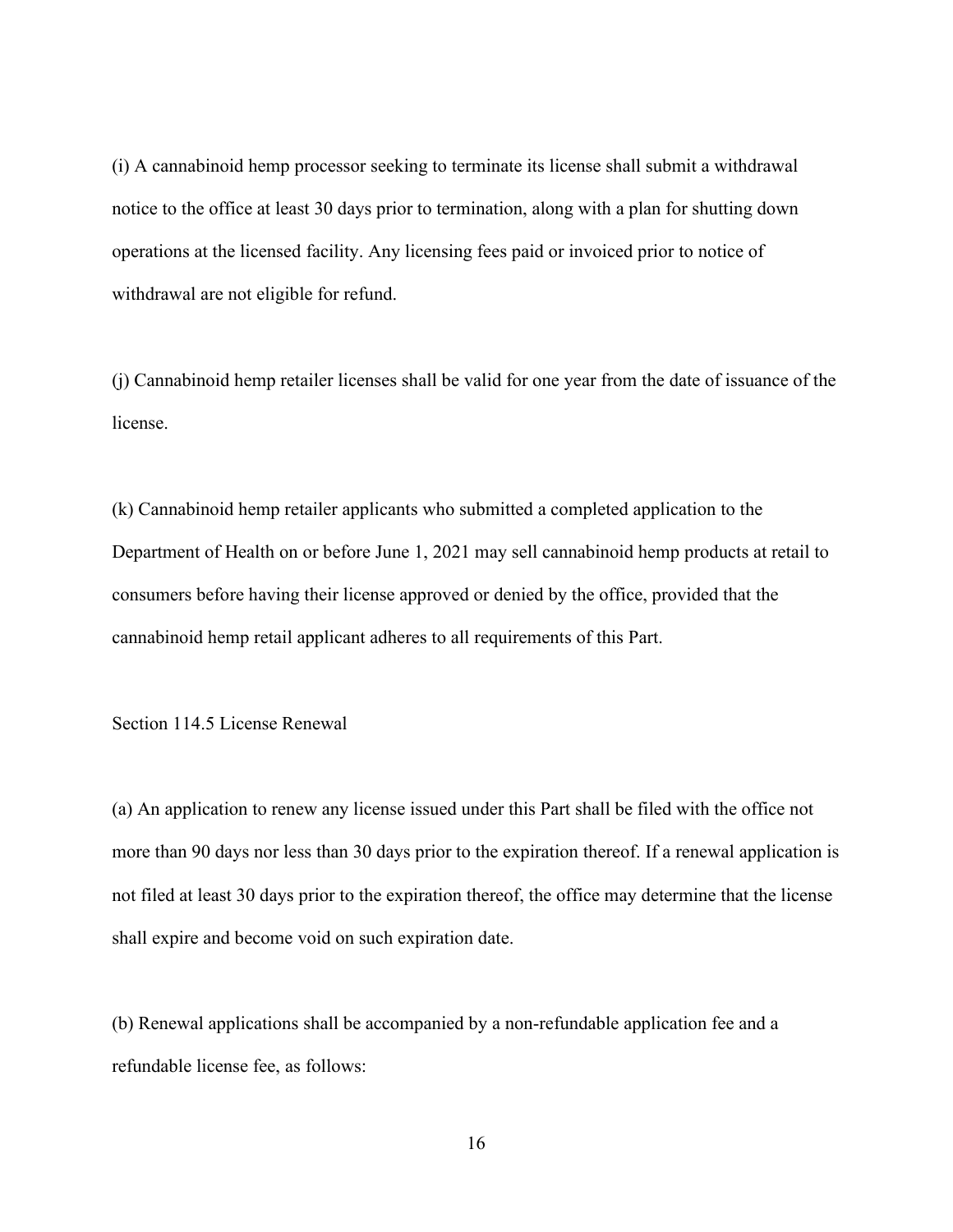(i) A cannabinoid hemp processor seeking to terminate its license shall submit a withdrawal notice to the office at least 30 days prior to termination, along with a plan for shutting down operations at the licensed facility. Any licensing fees paid or invoiced prior to notice of withdrawal are not eligible for refund.

(j) Cannabinoid hemp retailer licenses shall be valid for one year from the date of issuance of the license.

(k) Cannabinoid hemp retailer applicants who submitted a completed application to the Department of Health on or before June 1, 2021 may sell cannabinoid hemp products at retail to consumers before having their license approved or denied by the office, provided that the cannabinoid hemp retail applicant adheres to all requirements of this Part.

Section 114.5 License Renewal

(a) An application to renew any license issued under this Part shall be filed with the office not more than 90 days nor less than 30 days prior to the expiration thereof. If a renewal application is not filed at least 30 days prior to the expiration thereof, the office may determine that the license shall expire and become void on such expiration date.

(b) Renewal applications shall be accompanied by a non-refundable application fee and a refundable license fee, as follows: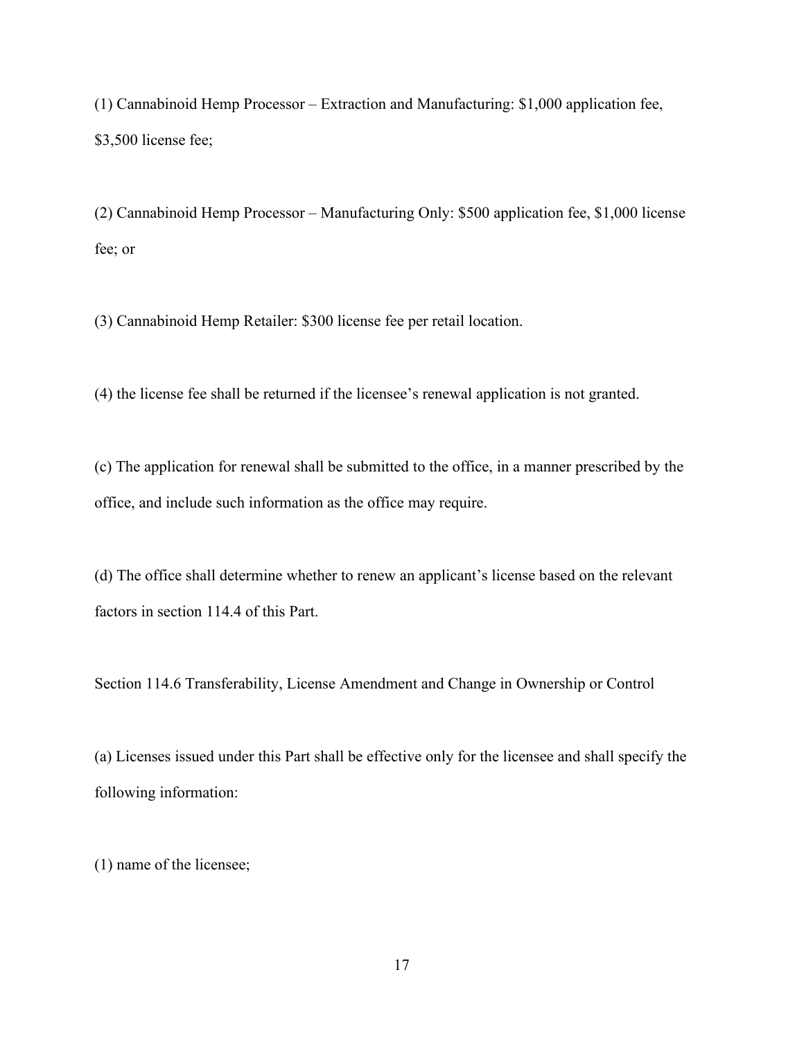(1) Cannabinoid Hemp Processor – Extraction and Manufacturing: $1,000 application fee, $3,500 license fee;

(2) Cannabinoid Hemp Processor – Manufacturing Only: $500 application fee, $1,000 license fee; or

(3) Cannabinoid Hemp Retailer: $300 license fee per retail location.

(4) the license fee shall be returned if the licensee's renewal application is not granted.

(c) The application for renewal shall be submitted to the office, in a manner prescribed by the office, and include such information as the office may require.

(d) The office shall determine whether to renew an applicant's license based on the relevant factors in section 114.4 of this Part.

Section 114.6 Transferability, License Amendment and Change in Ownership or Control

(a) Licenses issued under this Part shall be effective only for the licensee and shall specify the following information:

(1) name of the licensee;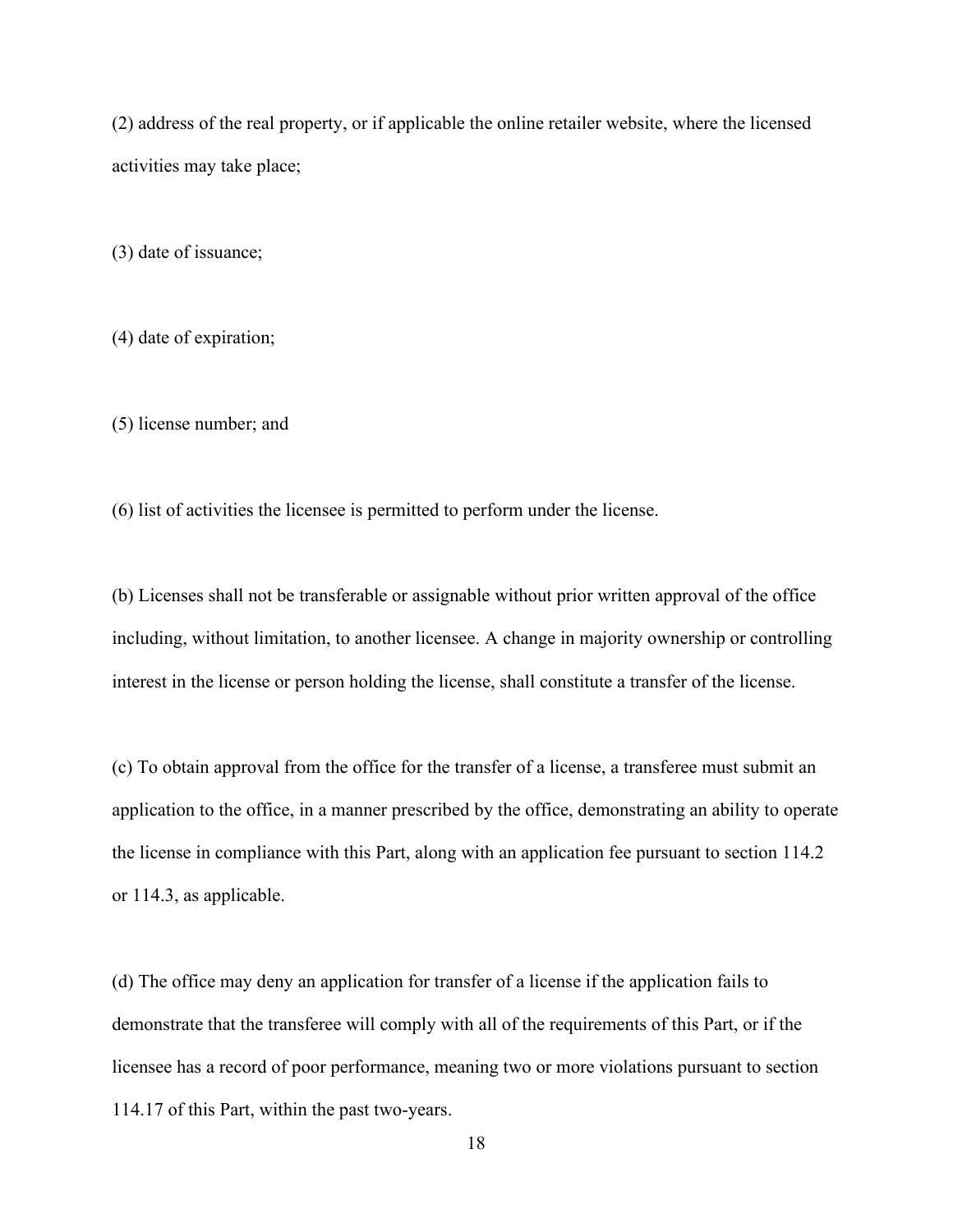(2) address of the real property, or if applicable the online retailer website, where the licensed activities may take place;

(3) date of issuance;

(4) date of expiration;

(5) license number; and

(6) list of activities the licensee is permitted to perform under the license.

(b) Licenses shall not be transferable or assignable without prior written approval of the office including, without limitation, to another licensee. A change in majority ownership or controlling interest in the license or person holding the license, shall constitute a transfer of the license.

(c) To obtain approval from the office for the transfer of a license, a transferee must submit an application to the office, in a manner prescribed by the office, demonstrating an ability to operate the license in compliance with this Part, along with an application fee pursuant to section 114.2 or 114.3, as applicable.

(d) The office may deny an application for transfer of a license if the application fails to demonstrate that the transferee will comply with all of the requirements of this Part, or if the licensee has a record of poor performance, meaning two or more violations pursuant to section 114.17 of this Part, within the past two-years.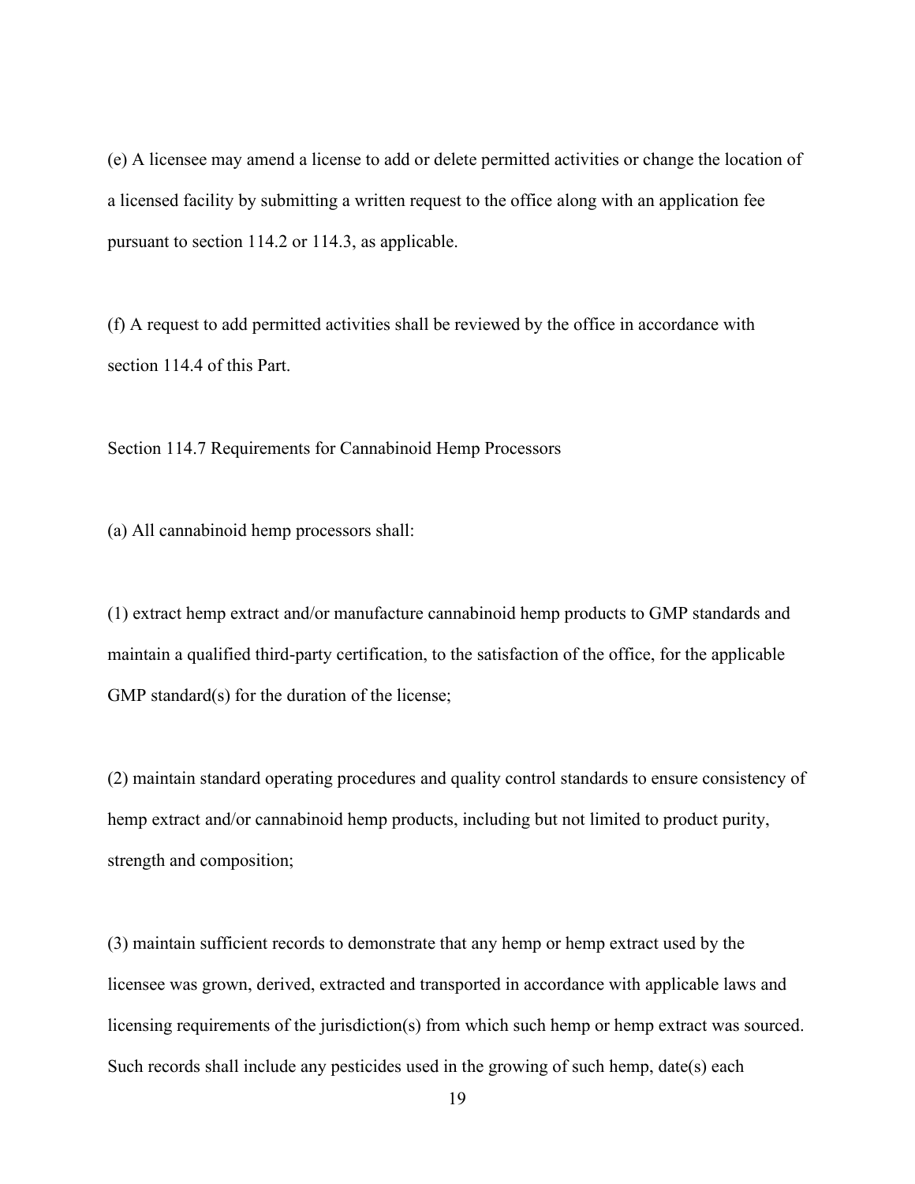(e) A licensee may amend a license to add or delete permitted activities or change the location of a licensed facility by submitting a written request to the office along with an application fee pursuant to section 114.2 or 114.3, as applicable.

(f) A request to add permitted activities shall be reviewed by the office in accordance with section 114.4 of this Part.

Section 114.7 Requirements for Cannabinoid Hemp Processors

(a) All cannabinoid hemp processors shall:

(1) extract hemp extract and/or manufacture cannabinoid hemp products to GMP standards and maintain a qualified third-party certification, to the satisfaction of the office, for the applicable GMP standard(s) for the duration of the license;

(2) maintain standard operating procedures and quality control standards to ensure consistency of hemp extract and/or cannabinoid hemp products, including but not limited to product purity, strength and composition;

(3) maintain sufficient records to demonstrate that any hemp or hemp extract used by the licensee was grown, derived, extracted and transported in accordance with applicable laws and licensing requirements of the jurisdiction(s) from which such hemp or hemp extract was sourced. Such records shall include any pesticides used in the growing of such hemp, date(s) each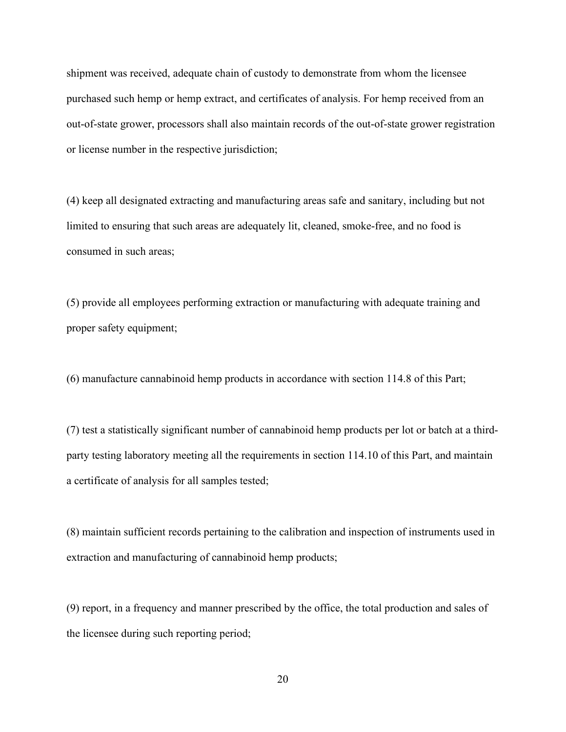shipment was received, adequate chain of custody to demonstrate from whom the licensee purchased such hemp or hemp extract, and certificates of analysis. For hemp received from an out-of-state grower, processors shall also maintain records of the out-of-state grower registration or license number in the respective jurisdiction;

(4) keep all designated extracting and manufacturing areas safe and sanitary, including but not limited to ensuring that such areas are adequately lit, cleaned, smoke-free, and no food is consumed in such areas;

(5) provide all employees performing extraction or manufacturing with adequate training and proper safety equipment;

(6) manufacture cannabinoid hemp products in accordance with section 114.8 of this Part;

(7) test a statistically significant number of cannabinoid hemp products per lot or batch at a third-party testing laboratory meeting all the requirements in section 114.10 of this Part, and maintain a certificate of analysis for all samples tested;

(8) maintain sufficient records pertaining to the calibration and inspection of instruments used in extraction and manufacturing of cannabinoid hemp products;

(9) report, in a frequency and manner prescribed by the office, the total production and sales of the licensee during such reporting period;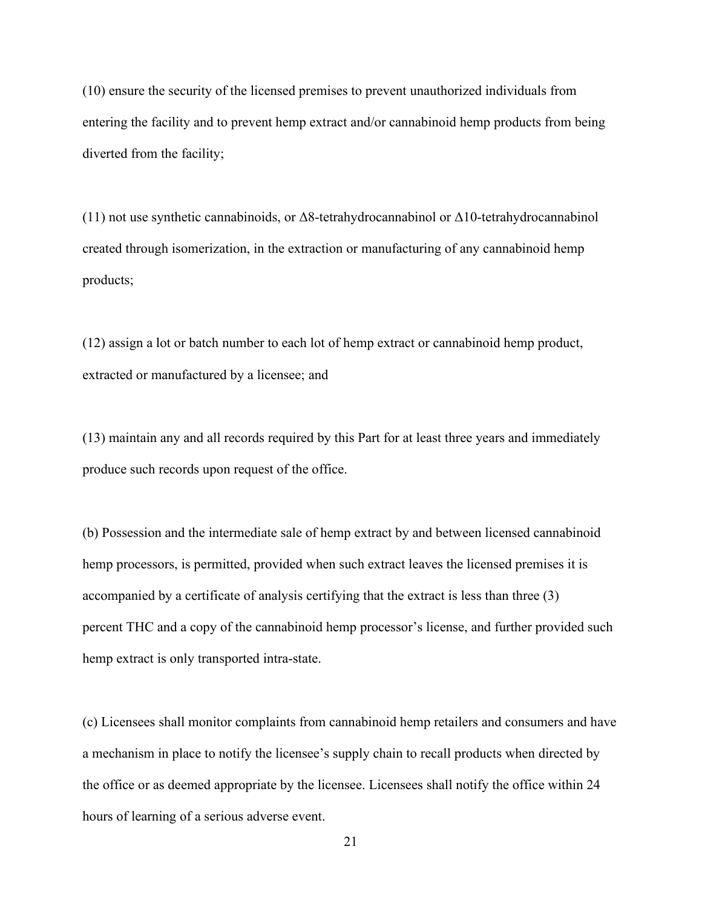(10) ensure the security of the licensed premises to prevent unauthorized individuals from entering the facility and to prevent hemp extract and/or cannabinoid hemp products from being diverted from the facility;

(11) not use synthetic cannabinoids, or Δ8-tetrahydrocannabinol or Δ10-tetrahydrocannabinol created through isomerization, in the extraction or manufacturing of any cannabinoid hemp products;

(12) assign a lot or batch number to each lot of hemp extract or cannabinoid hemp product, extracted or manufactured by a licensee; and

(13) maintain any and all records required by this Part for at least three years and immediately produce such records upon request of the office.

(b) Possession and the intermediate sale of hemp extract by and between licensed cannabinoid hemp processors, is permitted, provided when such extract leaves the licensed premises it is accompanied by a certificate of analysis certifying that the extract is less than three (3) percent THC and a copy of the cannabinoid hemp processor's license, and further provided such hemp extract is only transported intra-state.

(c) Licensees shall monitor complaints from cannabinoid hemp retailers and consumers and have a mechanism in place to notify the licensee's supply chain to recall products when directed by the office or as deemed appropriate by the licensee. Licensees shall notify the office within 24 hours of learning of a serious adverse event.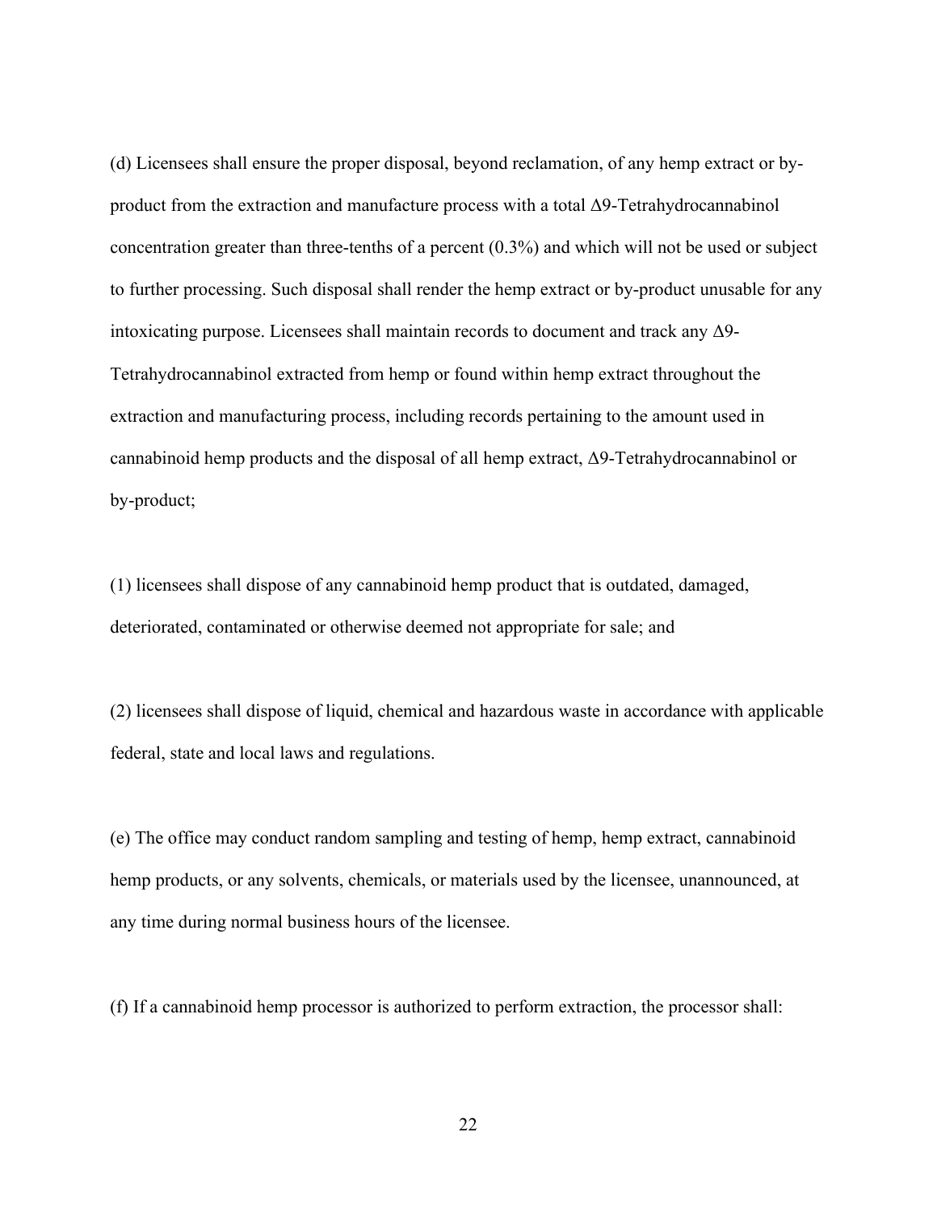(d) Licensees shall ensure the proper disposal, beyond reclamation, of any hemp extract or by-product from the extraction and manufacture process with a total Δ9-Tetrahydrocannabinol concentration greater than three-tenths of a percent (0.3%) and which will not be used or subject to further processing. Such disposal shall render the hemp extract or by-product unusable for any intoxicating purpose. Licensees shall maintain records to document and track any Δ9-Tetrahydrocannabinol extracted from hemp or found within hemp extract throughout the extraction and manufacturing process, including records pertaining to the amount used in cannabinoid hemp products and the disposal of all hemp extract, Δ9-Tetrahydrocannabinol or by-product;

(1) licensees shall dispose of any cannabinoid hemp product that is outdated, damaged, deteriorated, contaminated or otherwise deemed not appropriate for sale; and

(2) licensees shall dispose of liquid, chemical and hazardous waste in accordance with applicable federal, state and local laws and regulations.

(e) The office may conduct random sampling and testing of hemp, hemp extract, cannabinoid hemp products, or any solvents, chemicals, or materials used by the licensee, unannounced, at any time during normal business hours of the licensee.

(f) If a cannabinoid hemp processor is authorized to perform extraction, the processor shall: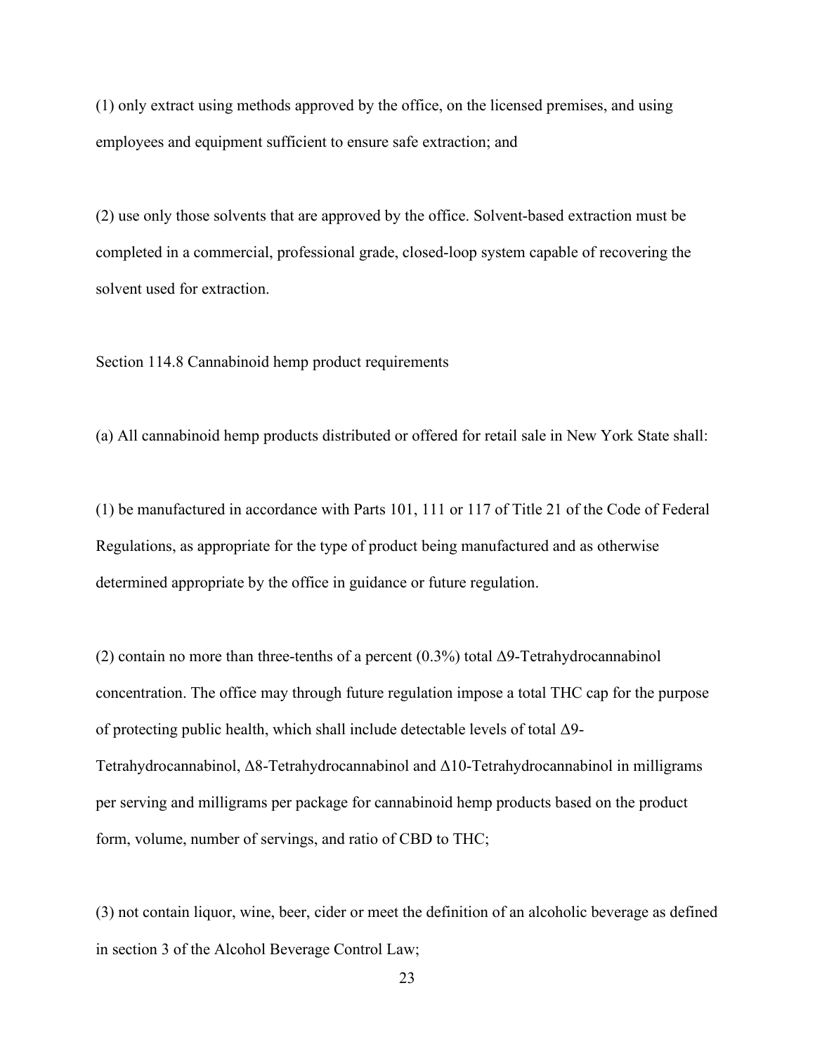(1) only extract using methods approved by the office, on the licensed premises, and using employees and equipment sufficient to ensure safe extraction; and

(2) use only those solvents that are approved by the office. Solvent-based extraction must be completed in a commercial, professional grade, closed-loop system capable of recovering the solvent used for extraction.

Section 114.8 Cannabinoid hemp product requirements

(a) All cannabinoid hemp products distributed or offered for retail sale in New York State shall:

(1) be manufactured in accordance with Parts 101, 111 or 117 of Title 21 of the Code of Federal Regulations, as appropriate for the type of product being manufactured and as otherwise determined appropriate by the office in guidance or future regulation.

(2) contain no more than three-tenths of a percent (0.3%) total Δ9-Tetrahydrocannabinol concentration. The office may through future regulation impose a total THC cap for the purpose of protecting public health, which shall include detectable levels of total Δ9-Tetrahydrocannabinol, Δ8-Tetrahydrocannabinol and Δ10-Tetrahydrocannabinol in milligrams per serving and milligrams per package for cannabinoid hemp products based on the product form, volume, number of servings, and ratio of CBD to THC;

(3) not contain liquor, wine, beer, cider or meet the definition of an alcoholic beverage as defined in section 3 of the Alcohol Beverage Control Law;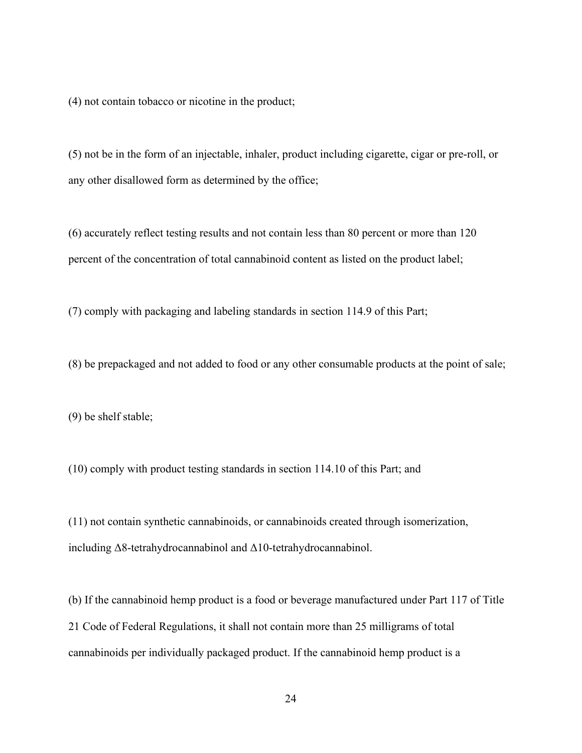(4) not contain tobacco or nicotine in the product;

(5) not be in the form of an injectable, inhaler, product including cigarette, cigar or pre-roll, or any other disallowed form as determined by the office;

(6) accurately reflect testing results and not contain less than 80 percent or more than 120 percent of the concentration of total cannabinoid content as listed on the product label;

(7) comply with packaging and labeling standards in section 114.9 of this Part;

(8) be prepackaged and not added to food or any other consumable products at the point of sale;

(9) be shelf stable;

(10) comply with product testing standards in section 114.10 of this Part; and

(11) not contain synthetic cannabinoids, or cannabinoids created through isomerization, including Δ8-tetrahydrocannabinol and Δ10-tetrahydrocannabinol.

(b) If the cannabinoid hemp product is a food or beverage manufactured under Part 117 of Title 21 Code of Federal Regulations, it shall not contain more than 25 milligrams of total cannabinoids per individually packaged product. If the cannabinoid hemp product is a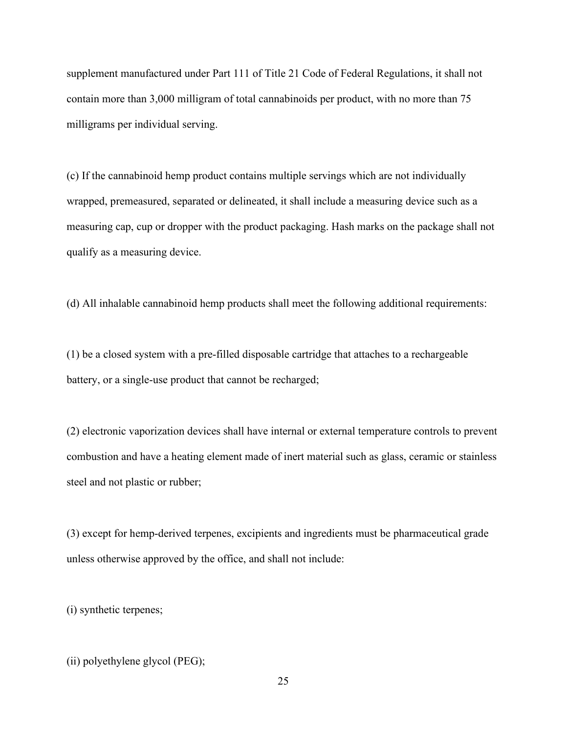supplement manufactured under Part 111 of Title 21 Code of Federal Regulations, it shall not contain more than 3,000 milligram of total cannabinoids per product, with no more than 75 milligrams per individual serving.

(c) If the cannabinoid hemp product contains multiple servings which are not individually wrapped, premeasured, separated or delineated, it shall include a measuring device such as a measuring cap, cup or dropper with the product packaging. Hash marks on the package shall not qualify as a measuring device.

(d) All inhalable cannabinoid hemp products shall meet the following additional requirements:

(1) be a closed system with a pre-filled disposable cartridge that attaches to a rechargeable battery, or a single-use product that cannot be recharged;

(2) electronic vaporization devices shall have internal or external temperature controls to prevent combustion and have a heating element made of inert material such as glass, ceramic or stainless steel and not plastic or rubber;

(3) except for hemp-derived terpenes, excipients and ingredients must be pharmaceutical grade unless otherwise approved by the office, and shall not include:

(i) synthetic terpenes;

(ii) polyethylene glycol (PEG);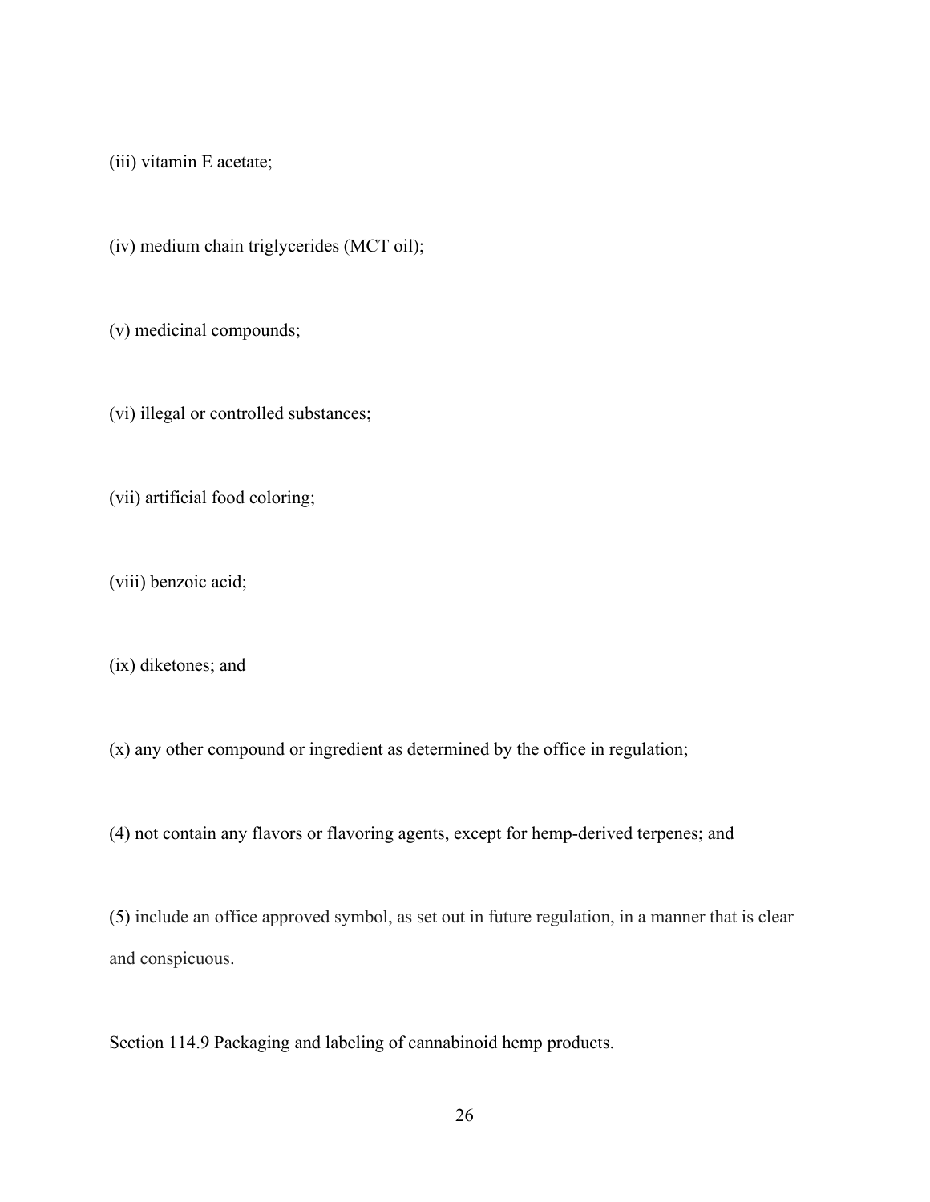(iii) vitamin E acetate;

(iv) medium chain triglycerides (MCT oil);

(v) medicinal compounds;

(vi) illegal or controlled substances;

(vii) artificial food coloring;

(viii) benzoic acid;

(ix) diketones; and

(x) any other compound or ingredient as determined by the office in regulation;

(4) not contain any flavors or flavoring agents, except for hemp-derived terpenes; and

(5) include an office approved symbol, as set out in future regulation, in a manner that is clear and conspicuous.

Section 114.9 Packaging and labeling of cannabinoid hemp products.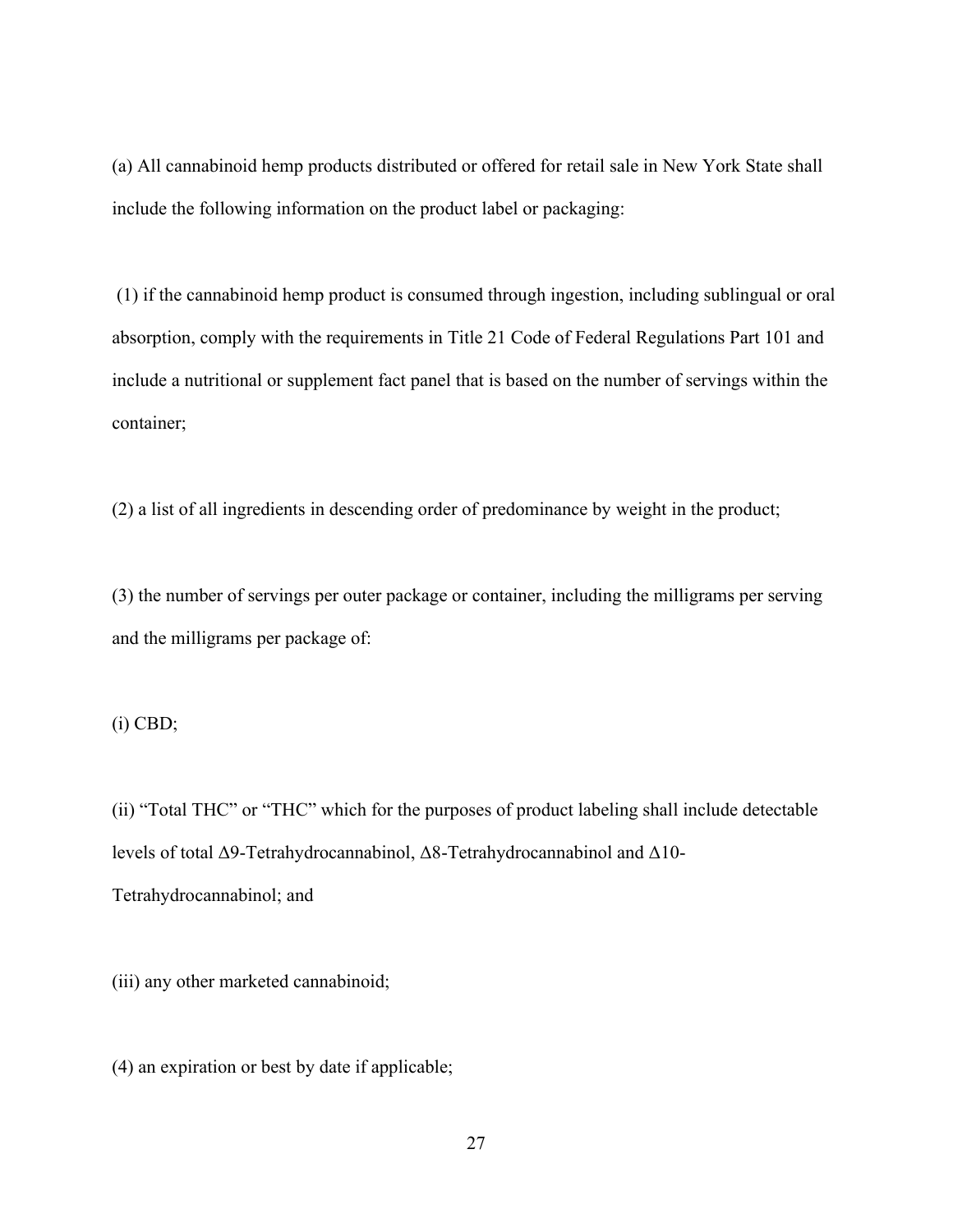(a) All cannabinoid hemp products distributed or offered for retail sale in New York State shall include the following information on the product label or packaging:

(1) if the cannabinoid hemp product is consumed through ingestion, including sublingual or oral absorption, comply with the requirements in Title 21 Code of Federal Regulations Part 101 and include a nutritional or supplement fact panel that is based on the number of servings within the container;

(2) a list of all ingredients in descending order of predominance by weight in the product;

(3) the number of servings per outer package or container, including the milligrams per serving and the milligrams per package of:

(i) CBD;

(ii) "Total THC" or "THC" which for the purposes of product labeling shall include detectable levels of total Δ9-Tetrahydrocannabinol, Δ8-Tetrahydrocannabinol and Δ10-Tetrahydrocannabinol; and

(iii) any other marketed cannabinoid;

(4) an expiration or best by date if applicable;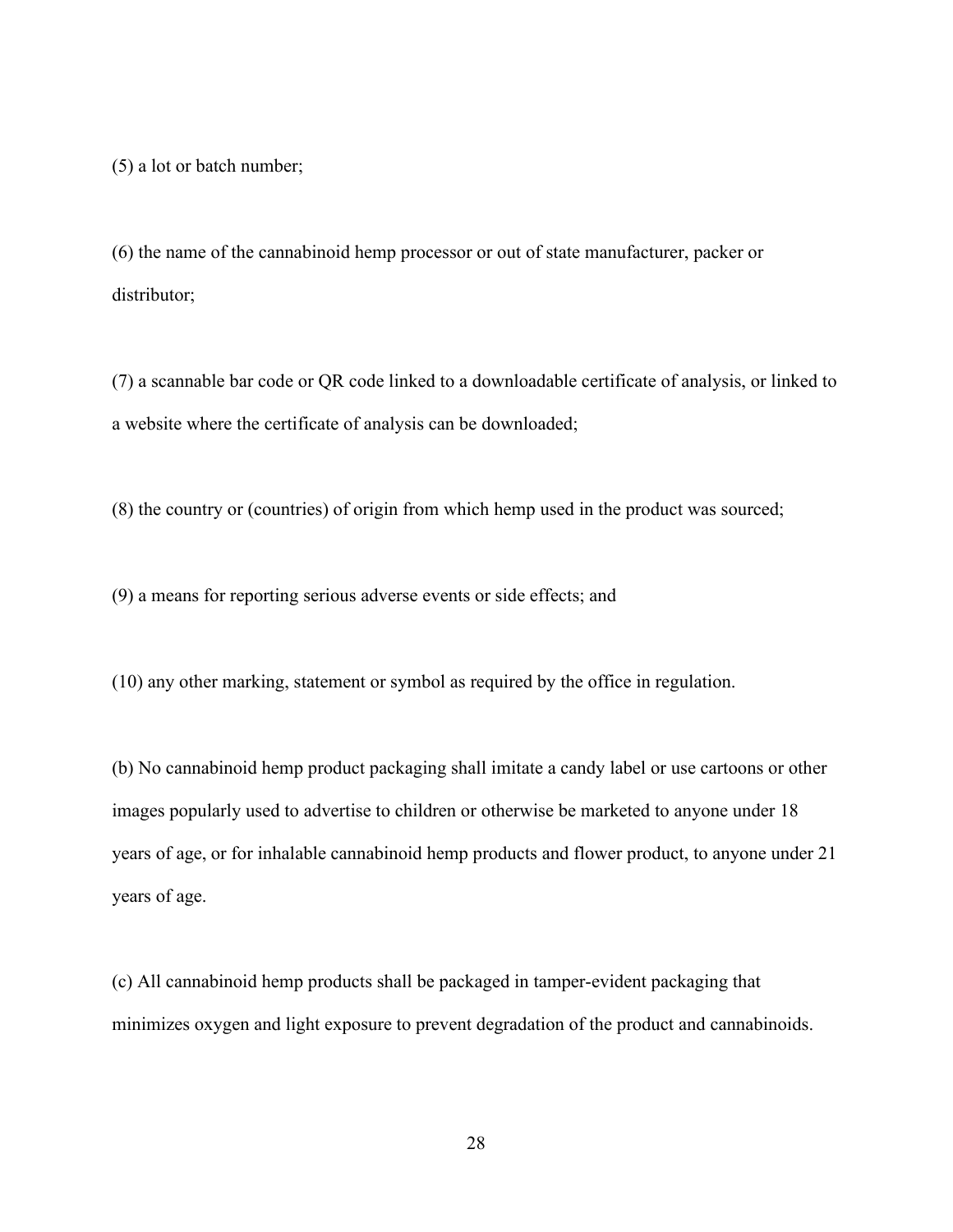(5) a lot or batch number;

(6) the name of the cannabinoid hemp processor or out of state manufacturer, packer or distributor;

(7) a scannable bar code or QR code linked to a downloadable certificate of analysis, or linked to a website where the certificate of analysis can be downloaded;

(8) the country or (countries) of origin from which hemp used in the product was sourced;

(9) a means for reporting serious adverse events or side effects; and

(10) any other marking, statement or symbol as required by the office in regulation.

(b) No cannabinoid hemp product packaging shall imitate a candy label or use cartoons or other images popularly used to advertise to children or otherwise be marketed to anyone under 18 years of age, or for inhalable cannabinoid hemp products and flower product, to anyone under 21 years of age.

(c) All cannabinoid hemp products shall be packaged in tamper-evident packaging that minimizes oxygen and light exposure to prevent degradation of the product and cannabinoids.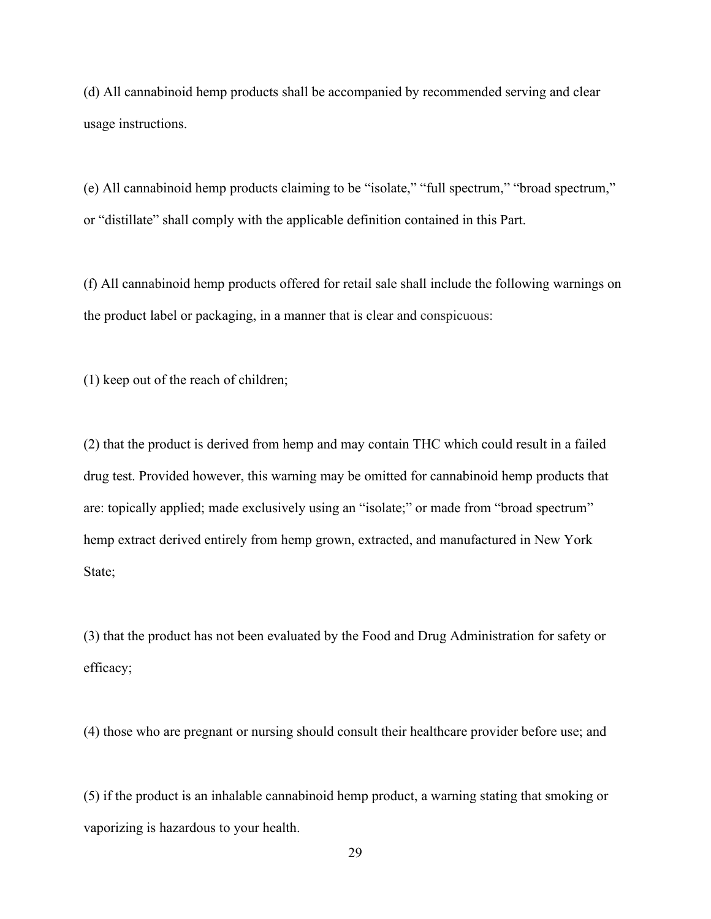(d) All cannabinoid hemp products shall be accompanied by recommended serving and clear usage instructions.

(e) All cannabinoid hemp products claiming to be "isolate," "full spectrum," "broad spectrum," or "distillate" shall comply with the applicable definition contained in this Part.

(f) All cannabinoid hemp products offered for retail sale shall include the following warnings on the product label or packaging, in a manner that is clear and conspicuous:

(1) keep out of the reach of children;

(2) that the product is derived from hemp and may contain THC which could result in a failed drug test. Provided however, this warning may be omitted for cannabinoid hemp products that are: topically applied; made exclusively using an "isolate;" or made from "broad spectrum" hemp extract derived entirely from hemp grown, extracted, and manufactured in New York State;

(3) that the product has not been evaluated by the Food and Drug Administration for safety or efficacy;

(4) those who are pregnant or nursing should consult their healthcare provider before use; and

(5) if the product is an inhalable cannabinoid hemp product, a warning stating that smoking or vaporizing is hazardous to your health.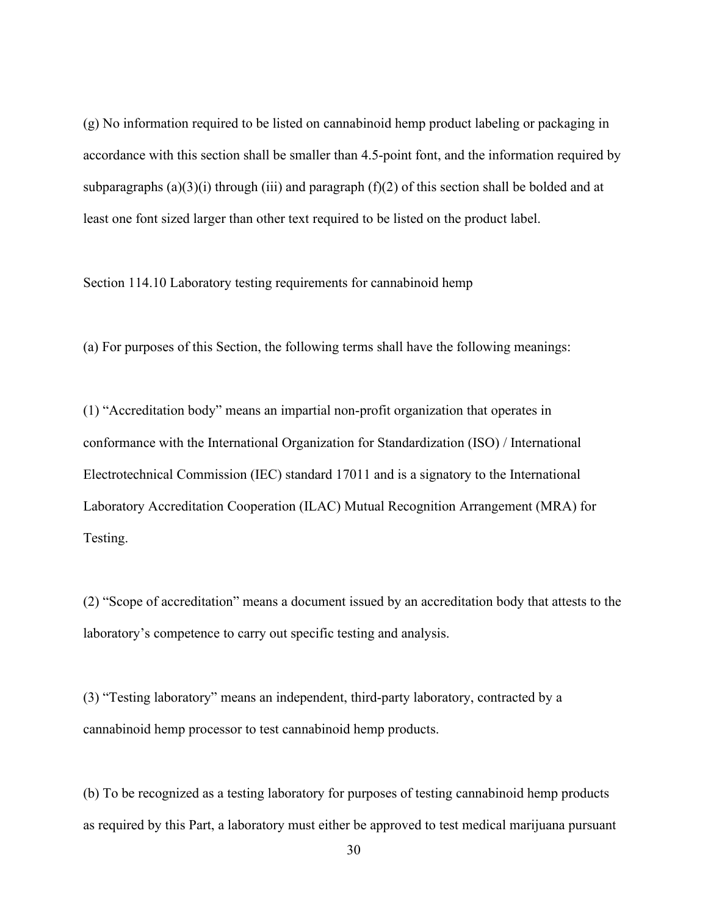(g) No information required to be listed on cannabinoid hemp product labeling or packaging in accordance with this section shall be smaller than 4.5-point font, and the information required by subparagraphs (a)(3)(i) through (iii) and paragraph (f)(2) of this section shall be bolded and at least one font sized larger than other text required to be listed on the product label.

Section 114.10 Laboratory testing requirements for cannabinoid hemp

(a) For purposes of this Section, the following terms shall have the following meanings:

(1) "Accreditation body" means an impartial non-profit organization that operates in conformance with the International Organization for Standardization (ISO) / International Electrotechnical Commission (IEC) standard 17011 and is a signatory to the International Laboratory Accreditation Cooperation (ILAC) Mutual Recognition Arrangement (MRA) for Testing.

(2) "Scope of accreditation" means a document issued by an accreditation body that attests to the laboratory's competence to carry out specific testing and analysis.

(3) "Testing laboratory" means an independent, third-party laboratory, contracted by a cannabinoid hemp processor to test cannabinoid hemp products.

(b) To be recognized as a testing laboratory for purposes of testing cannabinoid hemp products as required by this Part, a laboratory must either be approved to test medical marijuana pursuant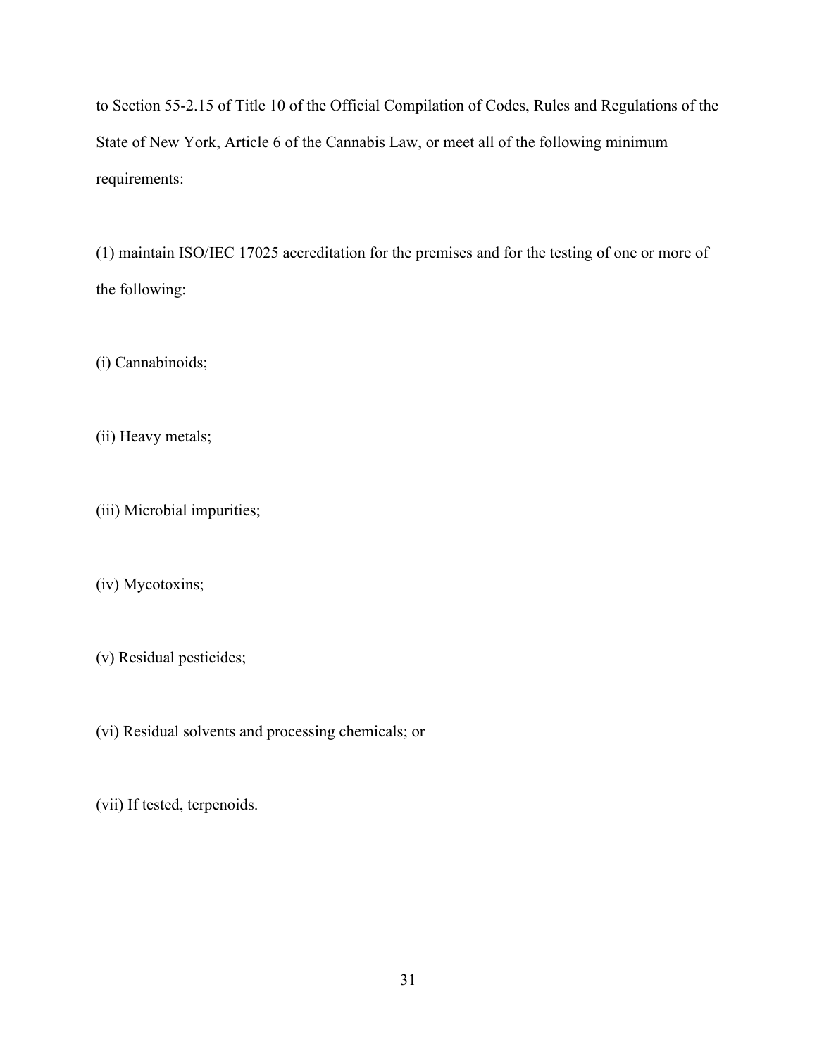to Section 55-2.15 of Title 10 of the Official Compilation of Codes, Rules and Regulations of the State of New York, Article 6 of the Cannabis Law, or meet all of the following minimum requirements:

(1) maintain ISO/IEC 17025 accreditation for the premises and for the testing of one or more of the following:

(i) Cannabinoids;

(ii) Heavy metals;

(iii) Microbial impurities;

(iv) Mycotoxins;

(v) Residual pesticides;

(vi) Residual solvents and processing chemicals; or

(vii) If tested, terpenoids.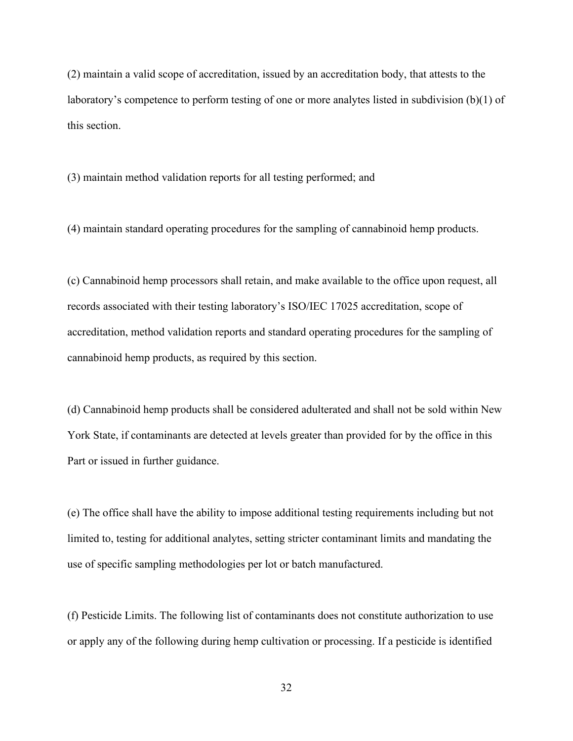(2) maintain a valid scope of accreditation, issued by an accreditation body, that attests to the laboratory's competence to perform testing of one or more analytes listed in subdivision (b)(1) of this section.

(3) maintain method validation reports for all testing performed; and

(4) maintain standard operating procedures for the sampling of cannabinoid hemp products.

(c) Cannabinoid hemp processors shall retain, and make available to the office upon request, all records associated with their testing laboratory's ISO/IEC 17025 accreditation, scope of accreditation, method validation reports and standard operating procedures for the sampling of cannabinoid hemp products, as required by this section.

(d) Cannabinoid hemp products shall be considered adulterated and shall not be sold within New York State, if contaminants are detected at levels greater than provided for by the office in this Part or issued in further guidance.

(e) The office shall have the ability to impose additional testing requirements including but not limited to, testing for additional analytes, setting stricter contaminant limits and mandating the use of specific sampling methodologies per lot or batch manufactured.

(f) Pesticide Limits. The following list of contaminants does not constitute authorization to use or apply any of the following during hemp cultivation or processing. If a pesticide is identified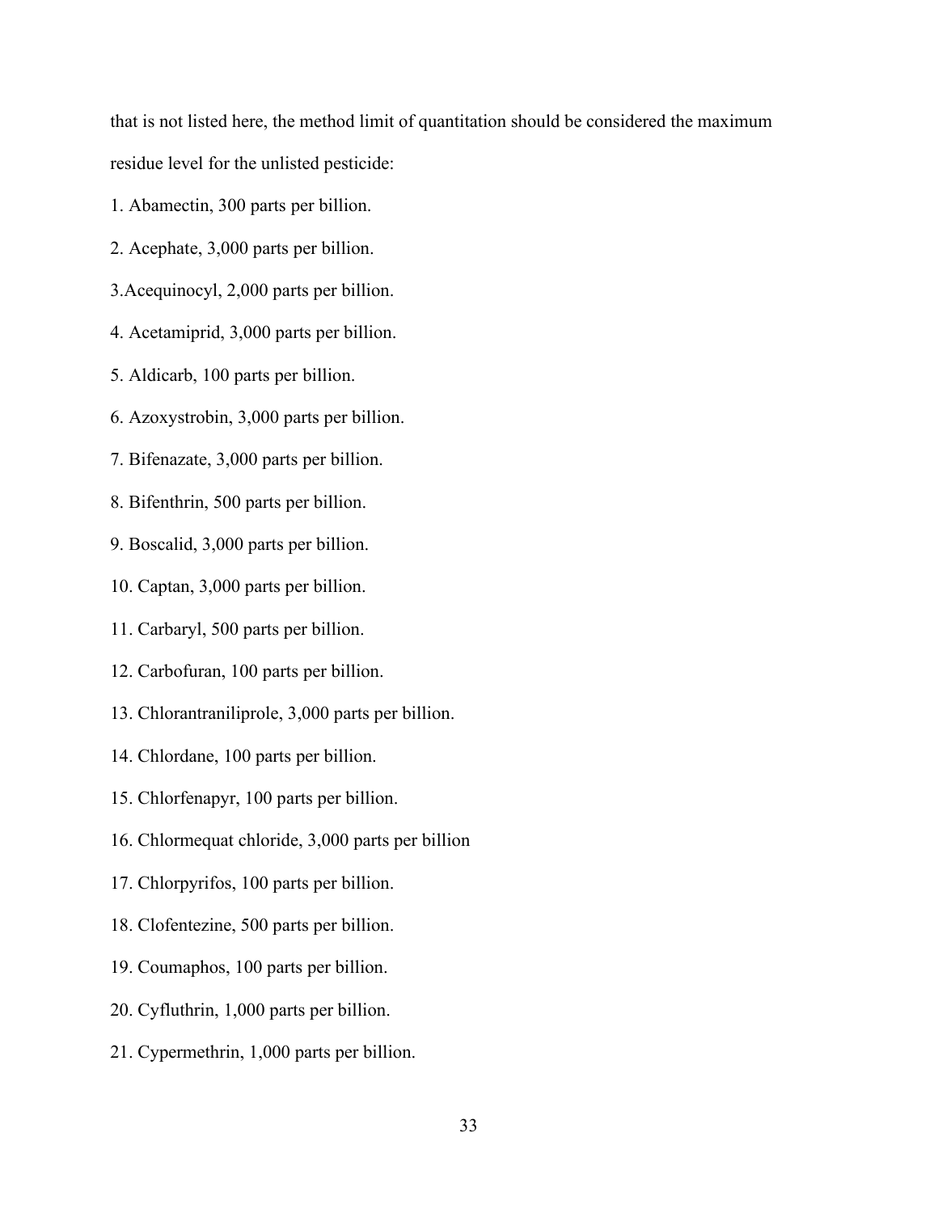that is not listed here, the method limit of quantitation should be considered the maximum residue level for the unlisted pesticide:

1. Abamectin, 300 parts per billion.
2. Acephate, 3,000 parts per billion.
3. Acequinocyl, 2,000 parts per billion.
4. Acetamiprid, 3,000 parts per billion.
5. Aldicarb, 100 parts per billion.
6. Azoxystrobin, 3,000 parts per billion.
7. Bifenazate, 3,000 parts per billion.
8. Bifenthrin, 500 parts per billion.
9. Boscalid, 3,000 parts per billion.
10. Captan, 3,000 parts per billion.
11. Carbaryl, 500 parts per billion.
12. Carbofuran, 100 parts per billion.
13. Chlorantraniliprole, 3,000 parts per billion.
14. Chlordane, 100 parts per billion.
15. Chlorfenapyr, 100 parts per billion.
16. Chlormequat chloride, 3,000 parts per billion
17. Chlorpyrifos, 100 parts per billion.
18. Clofentezine, 500 parts per billion.
19. Coumaphos, 100 parts per billion.
20. Cyfluthrin, 1,000 parts per billion.
21. Cypermethrin, 1,000 parts per billion.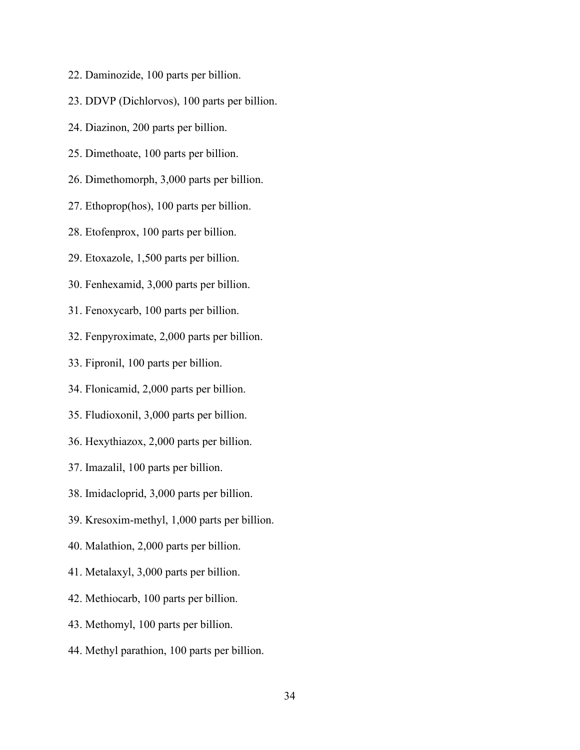22. Daminozide, 100 parts per billion.

23. DDVP (Dichlorvos), 100 parts per billion.

24. Diazinon, 200 parts per billion.

25. Dimethoate, 100 parts per billion.

26. Dimethomorph, 3,000 parts per billion.

27. Ethoprop(hos), 100 parts per billion.

28. Etofenprox, 100 parts per billion.

29. Etoxazole, 1,500 parts per billion.

30. Fenhexamid, 3,000 parts per billion.

31. Fenoxycarb, 100 parts per billion.

32. Fenpyroximate, 2,000 parts per billion.

33. Fipronil, 100 parts per billion.

34. Flonicamid, 2,000 parts per billion.

35. Fludioxonil, 3,000 parts per billion.

36. Hexythiazox, 2,000 parts per billion.

37. Imazalil, 100 parts per billion.

38. Imidacloprid, 3,000 parts per billion.

39. Kresoxim-methyl, 1,000 parts per billion.

40. Malathion, 2,000 parts per billion.

41. Metalaxyl, 3,000 parts per billion.

42. Methiocarb, 100 parts per billion.

43. Methomyl, 100 parts per billion.

44. Methyl parathion, 100 parts per billion.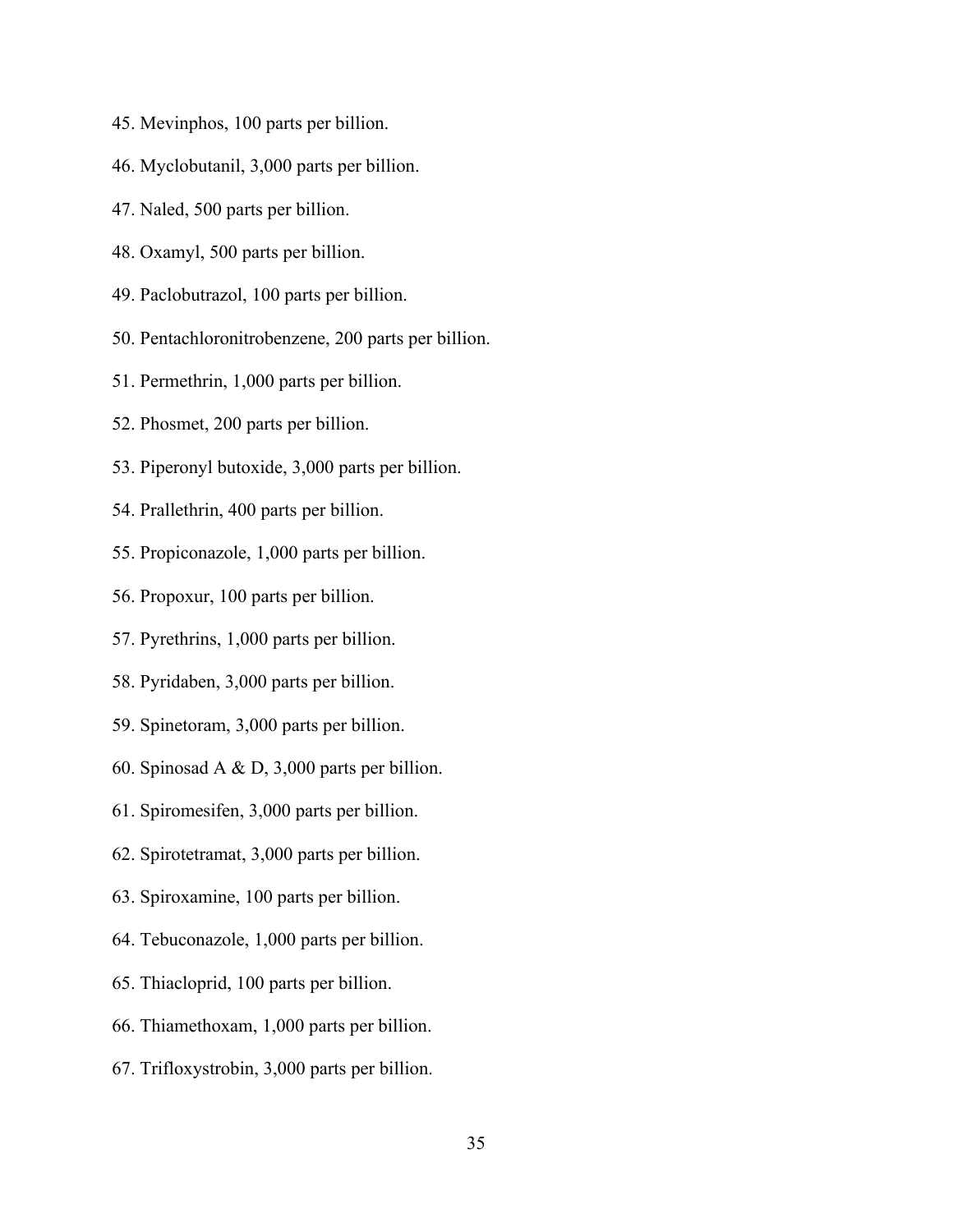45. Mevinphos, 100 parts per billion.

46. Myclobutanil, 3,000 parts per billion.

47. Naled, 500 parts per billion.

48. Oxamyl, 500 parts per billion.

49. Paclobutrazol, 100 parts per billion.

50. Pentachloronitrobenzene, 200 parts per billion.

51. Permethrin, 1,000 parts per billion.

52. Phosmet, 200 parts per billion.

53. Piperonyl butoxide, 3,000 parts per billion.

54. Prallethrin, 400 parts per billion.

55. Propiconazole, 1,000 parts per billion.

56. Propoxur, 100 parts per billion.

57. Pyrethrins, 1,000 parts per billion.

58. Pyridaben, 3,000 parts per billion.

59. Spinetoram, 3,000 parts per billion.

60. Spinosad A & D, 3,000 parts per billion.

61. Spiromesifen, 3,000 parts per billion.

62. Spirotetramat, 3,000 parts per billion.

63. Spiroxamine, 100 parts per billion.

64. Tebuconazole, 1,000 parts per billion.

65. Thiacloprid, 100 parts per billion.

66. Thiamethoxam, 1,000 parts per billion.

67. Trifloxystrobin, 3,000 parts per billion.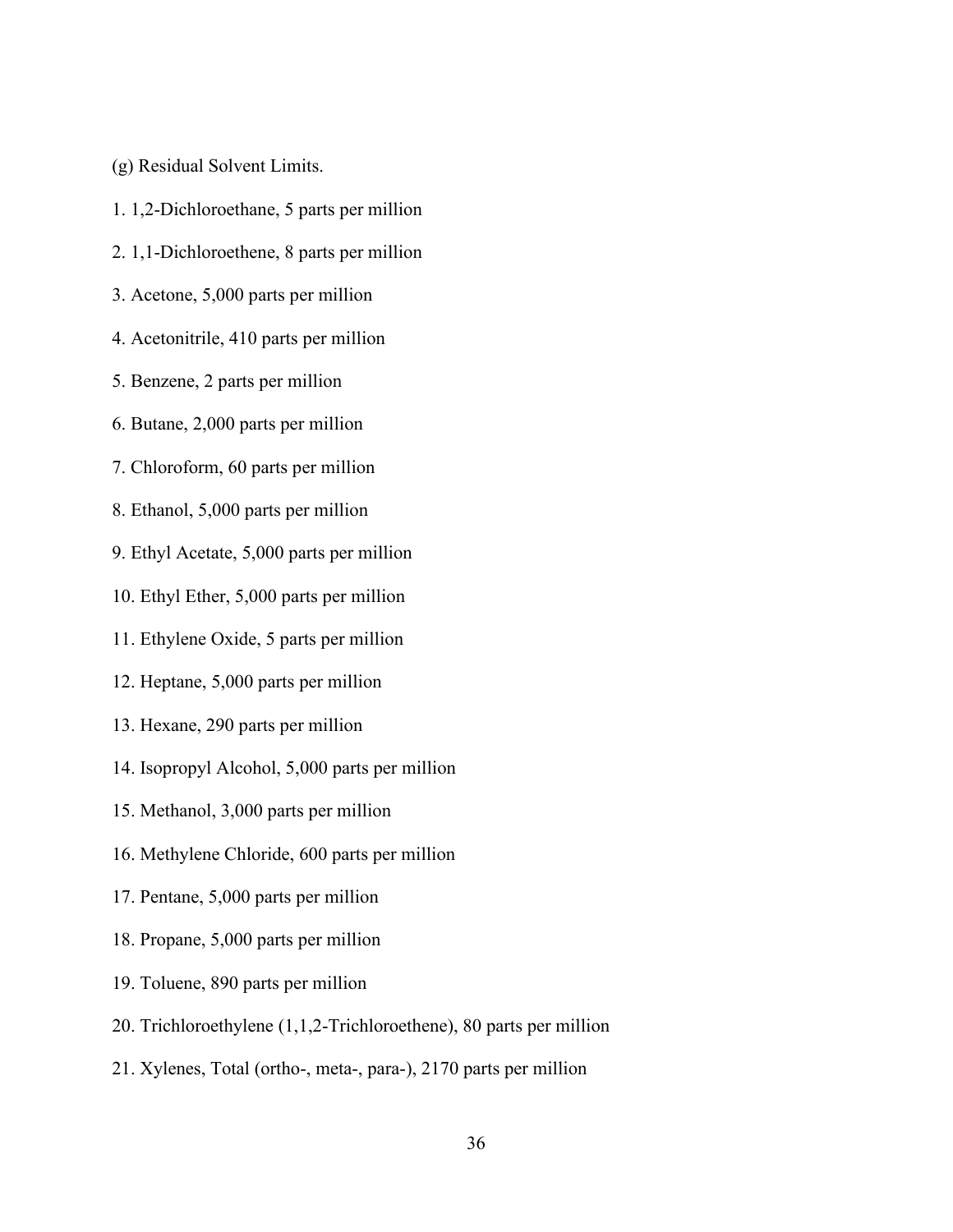(g) Residual Solvent Limits.

1. 1,2-Dichloroethane, 5 parts per million

2. 1,1-Dichloroethene, 8 parts per million

3. Acetone, 5,000 parts per million

4. Acetonitrile, 410 parts per million

5. Benzene, 2 parts per million

6. Butane, 2,000 parts per million

7. Chloroform, 60 parts per million

8. Ethanol, 5,000 parts per million

9. Ethyl Acetate, 5,000 parts per million

10. Ethyl Ether, 5,000 parts per million

11. Ethylene Oxide, 5 parts per million

12. Heptane, 5,000 parts per million

13. Hexane, 290 parts per million

14. Isopropyl Alcohol, 5,000 parts per million

15. Methanol, 3,000 parts per million

16. Methylene Chloride, 600 parts per million

17. Pentane, 5,000 parts per million

18. Propane, 5,000 parts per million

19. Toluene, 890 parts per million

20. Trichloroethylene (1,1,2-Trichloroethene), 80 parts per million

21. Xylenes, Total (ortho-, meta-, para-), 2170 parts per million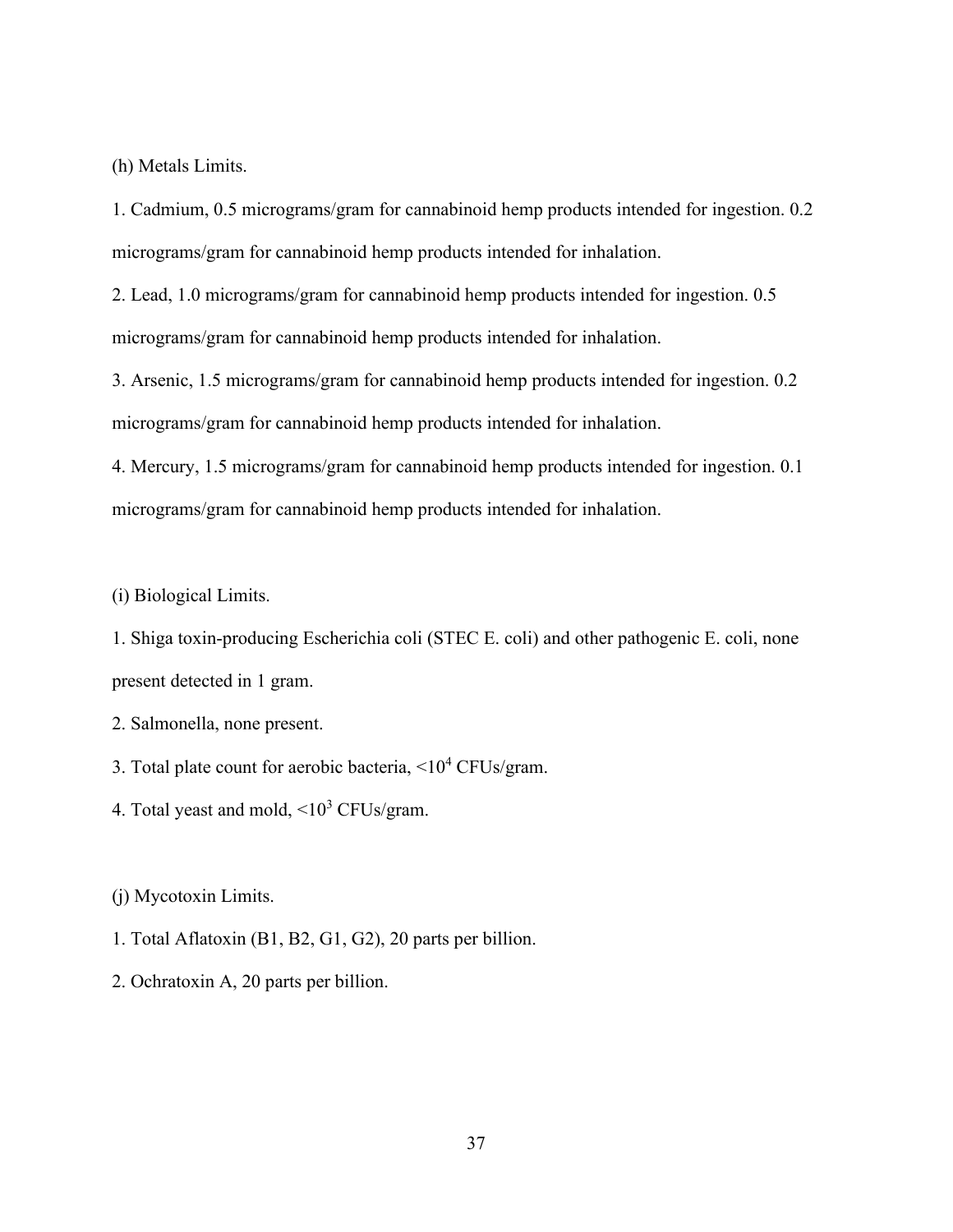(h) Metals Limits.

1. Cadmium, 0.5 micrograms/gram for cannabinoid hemp products intended for ingestion. 0.2 micrograms/gram for cannabinoid hemp products intended for inhalation.

2. Lead, 1.0 micrograms/gram for cannabinoid hemp products intended for ingestion. 0.5 micrograms/gram for cannabinoid hemp products intended for inhalation.

3. Arsenic, 1.5 micrograms/gram for cannabinoid hemp products intended for ingestion. 0.2 micrograms/gram for cannabinoid hemp products intended for inhalation.

4. Mercury, 1.5 micrograms/gram for cannabinoid hemp products intended for ingestion. 0.1 micrograms/gram for cannabinoid hemp products intended for inhalation.

(i) Biological Limits.

1. Shiga toxin-producing Escherichia coli (STEC E. coli) and other pathogenic E. coli, none present detected in 1 gram.

2. Salmonella, none present.

3. Total plate count for aerobic bacteria, $<10^4$ CFUs/gram.

4. Total yeast and mold, $<10^3$ CFUs/gram.

(j) Mycotoxin Limits.

1. Total Aflatoxin (B1, B2, G1, G2), 20 parts per billion.

2. Ochratoxin A, 20 parts per billion.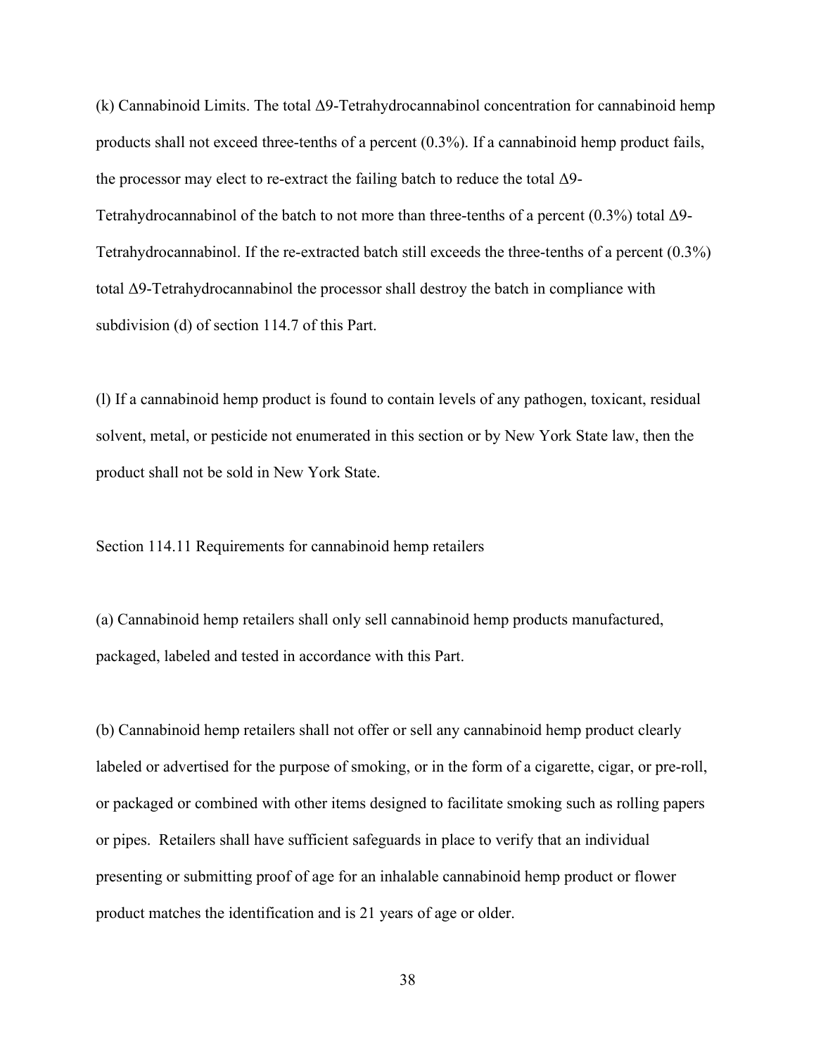(k) Cannabinoid Limits. The total Δ9-Tetrahydrocannabinol concentration for cannabinoid hemp products shall not exceed three-tenths of a percent (0.3%). If a cannabinoid hemp product fails, the processor may elect to re-extract the failing batch to reduce the total Δ9-Tetrahydrocannabinol of the batch to not more than three-tenths of a percent (0.3%) total Δ9-Tetrahydrocannabinol. If the re-extracted batch still exceeds the three-tenths of a percent (0.3%) total Δ9-Tetrahydrocannabinol the processor shall destroy the batch in compliance with subdivision (d) of section 114.7 of this Part.

(l) If a cannabinoid hemp product is found to contain levels of any pathogen, toxicant, residual solvent, metal, or pesticide not enumerated in this section or by New York State law, then the product shall not be sold in New York State.

Section 114.11 Requirements for cannabinoid hemp retailers

(a) Cannabinoid hemp retailers shall only sell cannabinoid hemp products manufactured, packaged, labeled and tested in accordance with this Part.

(b) Cannabinoid hemp retailers shall not offer or sell any cannabinoid hemp product clearly labeled or advertised for the purpose of smoking, or in the form of a cigarette, cigar, or pre-roll, or packaged or combined with other items designed to facilitate smoking such as rolling papers or pipes. Retailers shall have sufficient safeguards in place to verify that an individual presenting or submitting proof of age for an inhalable cannabinoid hemp product or flower product matches the identification and is 21 years of age or older.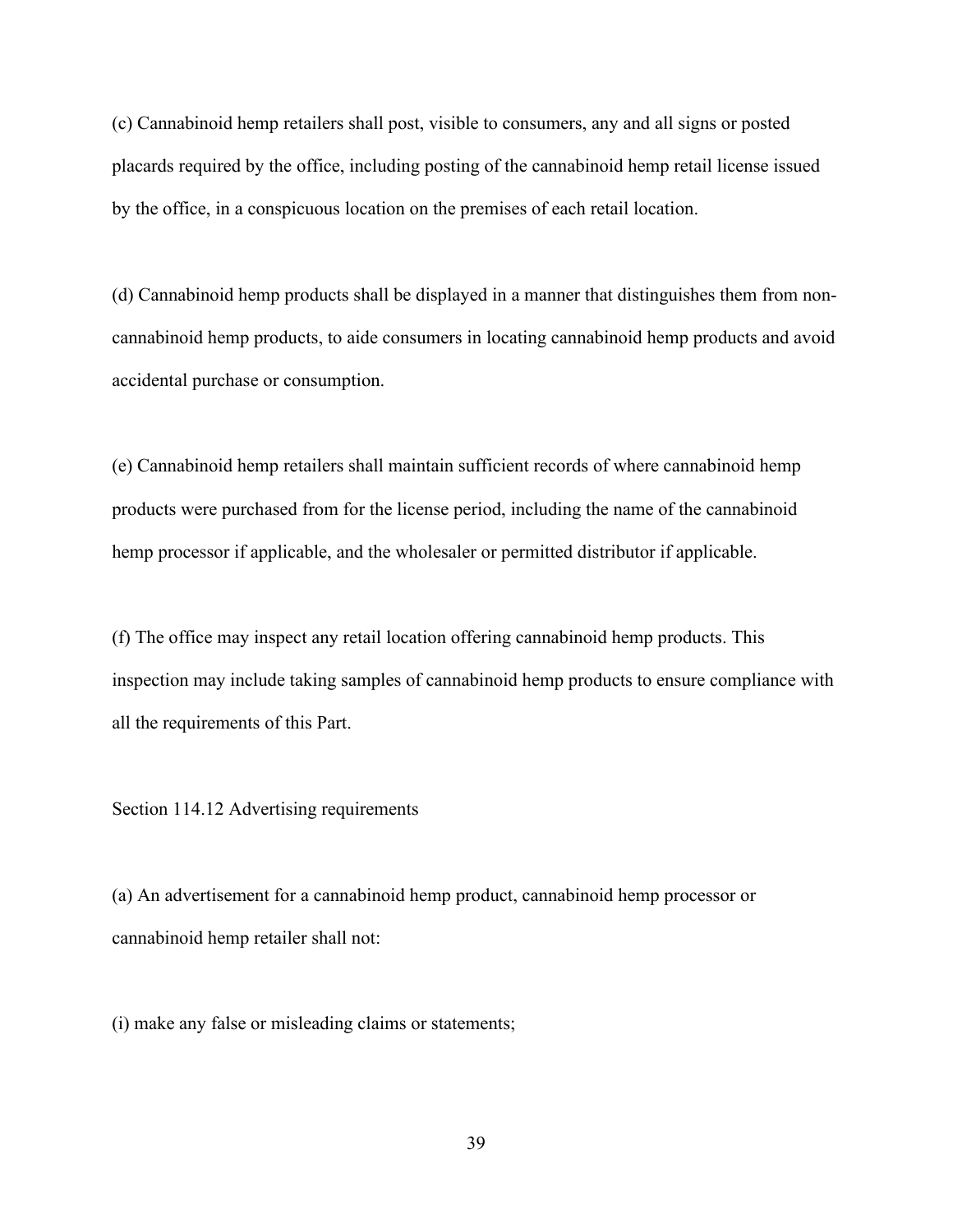(c) Cannabinoid hemp retailers shall post, visible to consumers, any and all signs or posted placards required by the office, including posting of the cannabinoid hemp retail license issued by the office, in a conspicuous location on the premises of each retail location.

(d) Cannabinoid hemp products shall be displayed in a manner that distinguishes them from non-cannabinoid hemp products, to aide consumers in locating cannabinoid hemp products and avoid accidental purchase or consumption.

(e) Cannabinoid hemp retailers shall maintain sufficient records of where cannabinoid hemp products were purchased from for the license period, including the name of the cannabinoid hemp processor if applicable, and the wholesaler or permitted distributor if applicable.

(f) The office may inspect any retail location offering cannabinoid hemp products. This inspection may include taking samples of cannabinoid hemp products to ensure compliance with all the requirements of this Part.

Section 114.12 Advertising requirements

(a) An advertisement for a cannabinoid hemp product, cannabinoid hemp processor or cannabinoid hemp retailer shall not:

(i) make any false or misleading claims or statements;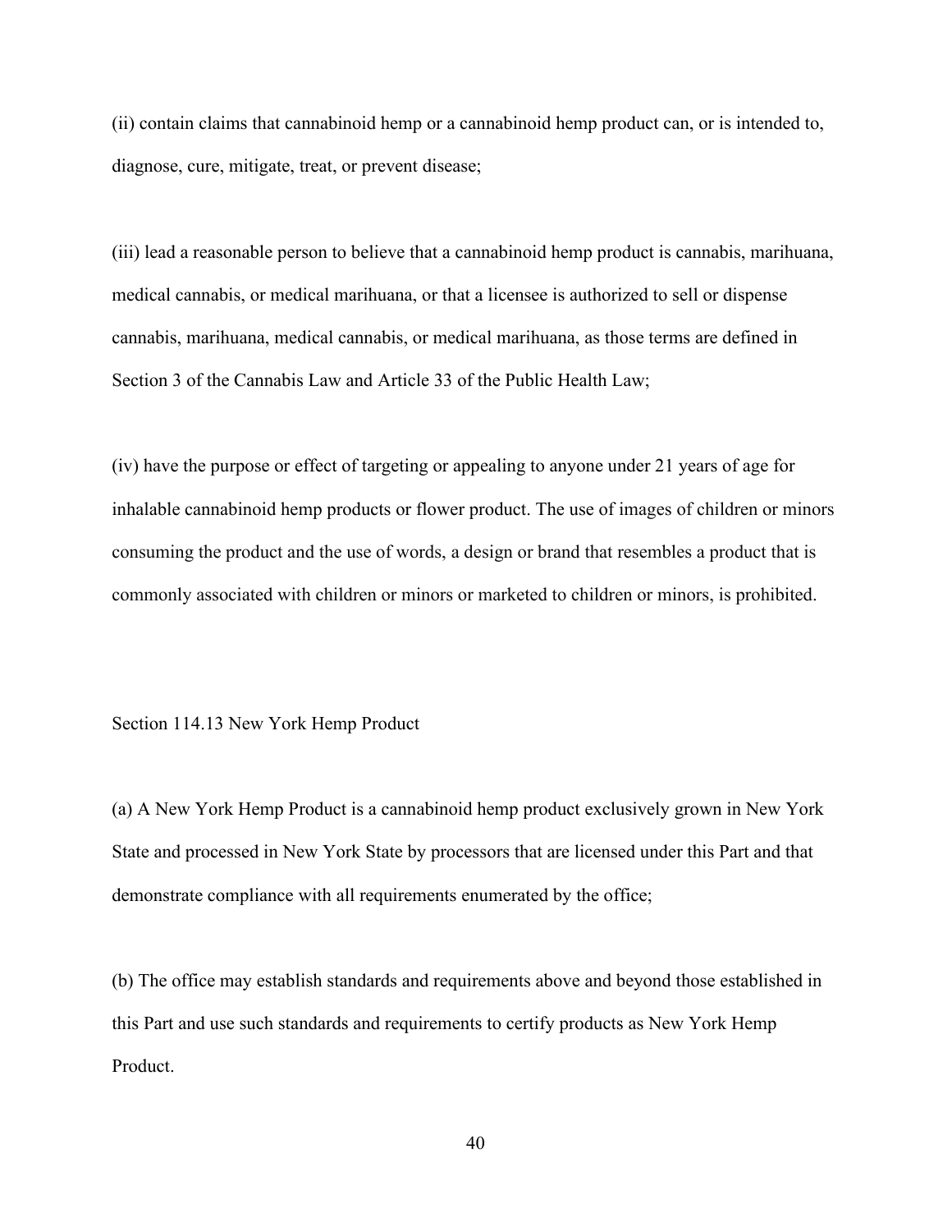(ii) contain claims that cannabinoid hemp or a cannabinoid hemp product can, or is intended to, diagnose, cure, mitigate, treat, or prevent disease;

(iii) lead a reasonable person to believe that a cannabinoid hemp product is cannabis, marihuana, medical cannabis, or medical marihuana, or that a licensee is authorized to sell or dispense cannabis, marihuana, medical cannabis, or medical marihuana, as those terms are defined in Section 3 of the Cannabis Law and Article 33 of the Public Health Law;

(iv) have the purpose or effect of targeting or appealing to anyone under 21 years of age for inhalable cannabinoid hemp products or flower product. The use of images of children or minors consuming the product and the use of words, a design or brand that resembles a product that is commonly associated with children or minors or marketed to children or minors, is prohibited.

Section 114.13 New York Hemp Product

(a) A New York Hemp Product is a cannabinoid hemp product exclusively grown in New York State and processed in New York State by processors that are licensed under this Part and that demonstrate compliance with all requirements enumerated by the office;

(b) The office may establish standards and requirements above and beyond those established in this Part and use such standards and requirements to certify products as New York Hemp Product.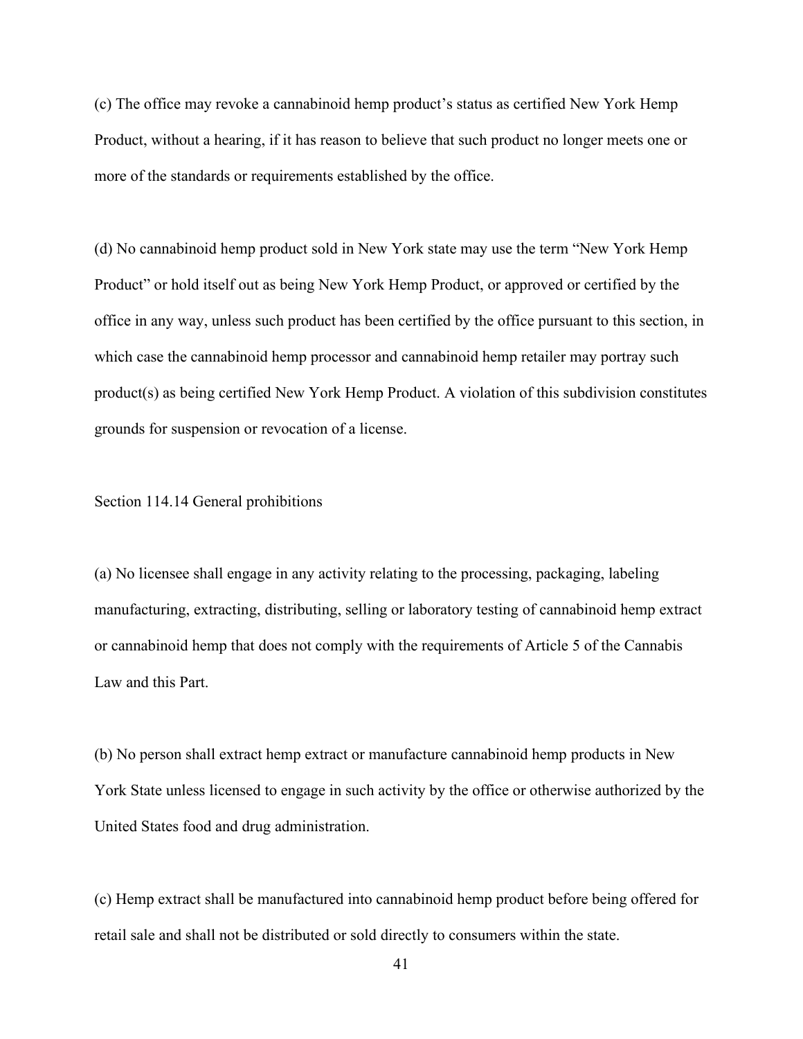(c) The office may revoke a cannabinoid hemp product's status as certified New York Hemp Product, without a hearing, if it has reason to believe that such product no longer meets one or more of the standards or requirements established by the office.

(d) No cannabinoid hemp product sold in New York state may use the term "New York Hemp Product" or hold itself out as being New York Hemp Product, or approved or certified by the office in any way, unless such product has been certified by the office pursuant to this section, in which case the cannabinoid hemp processor and cannabinoid hemp retailer may portray such product(s) as being certified New York Hemp Product. A violation of this subdivision constitutes grounds for suspension or revocation of a license.

Section 114.14 General prohibitions

(a) No licensee shall engage in any activity relating to the processing, packaging, labeling manufacturing, extracting, distributing, selling or laboratory testing of cannabinoid hemp extract or cannabinoid hemp that does not comply with the requirements of Article 5 of the Cannabis Law and this Part.

(b) No person shall extract hemp extract or manufacture cannabinoid hemp products in New York State unless licensed to engage in such activity by the office or otherwise authorized by the United States food and drug administration.

(c) Hemp extract shall be manufactured into cannabinoid hemp product before being offered for retail sale and shall not be distributed or sold directly to consumers within the state.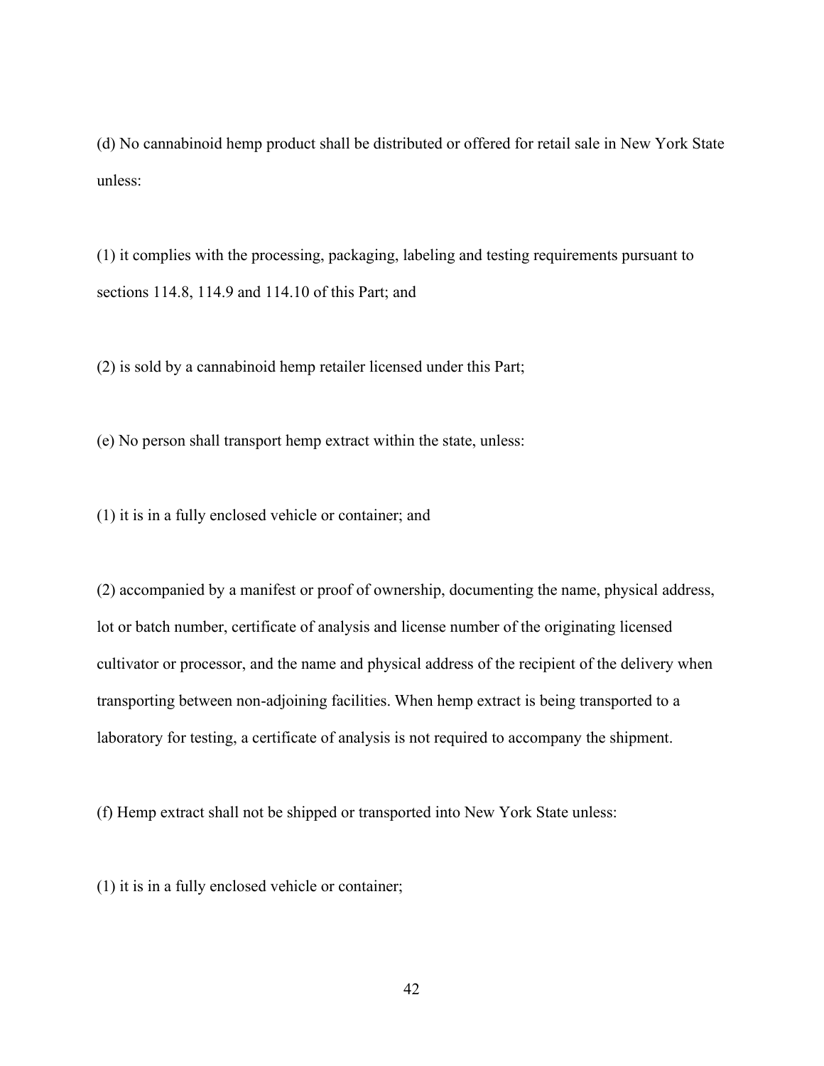(d) No cannabinoid hemp product shall be distributed or offered for retail sale in New York State unless:

(1) it complies with the processing, packaging, labeling and testing requirements pursuant to sections 114.8, 114.9 and 114.10 of this Part; and

(2) is sold by a cannabinoid hemp retailer licensed under this Part;

(e) No person shall transport hemp extract within the state, unless:

(1) it is in a fully enclosed vehicle or container; and

(2) accompanied by a manifest or proof of ownership, documenting the name, physical address, lot or batch number, certificate of analysis and license number of the originating licensed cultivator or processor, and the name and physical address of the recipient of the delivery when transporting between non-adjoining facilities. When hemp extract is being transported to a laboratory for testing, a certificate of analysis is not required to accompany the shipment.

(f) Hemp extract shall not be shipped or transported into New York State unless:

(1) it is in a fully enclosed vehicle or container;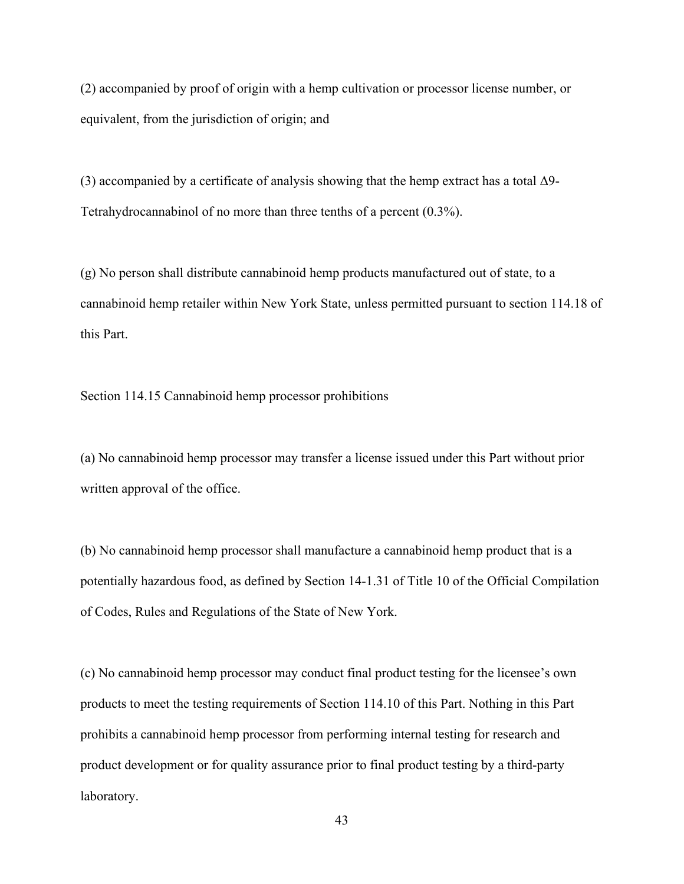(2) accompanied by proof of origin with a hemp cultivation or processor license number, or equivalent, from the jurisdiction of origin; and

(3) accompanied by a certificate of analysis showing that the hemp extract has a total Δ9-Tetrahydrocannabinol of no more than three tenths of a percent (0.3%).

(g) No person shall distribute cannabinoid hemp products manufactured out of state, to a cannabinoid hemp retailer within New York State, unless permitted pursuant to section 114.18 of this Part.

Section 114.15 Cannabinoid hemp processor prohibitions

(a) No cannabinoid hemp processor may transfer a license issued under this Part without prior written approval of the office.

(b) No cannabinoid hemp processor shall manufacture a cannabinoid hemp product that is a potentially hazardous food, as defined by Section 14-1.31 of Title 10 of the Official Compilation of Codes, Rules and Regulations of the State of New York.

(c) No cannabinoid hemp processor may conduct final product testing for the licensee's own products to meet the testing requirements of Section 114.10 of this Part. Nothing in this Part prohibits a cannabinoid hemp processor from performing internal testing for research and product development or for quality assurance prior to final product testing by a third-party laboratory.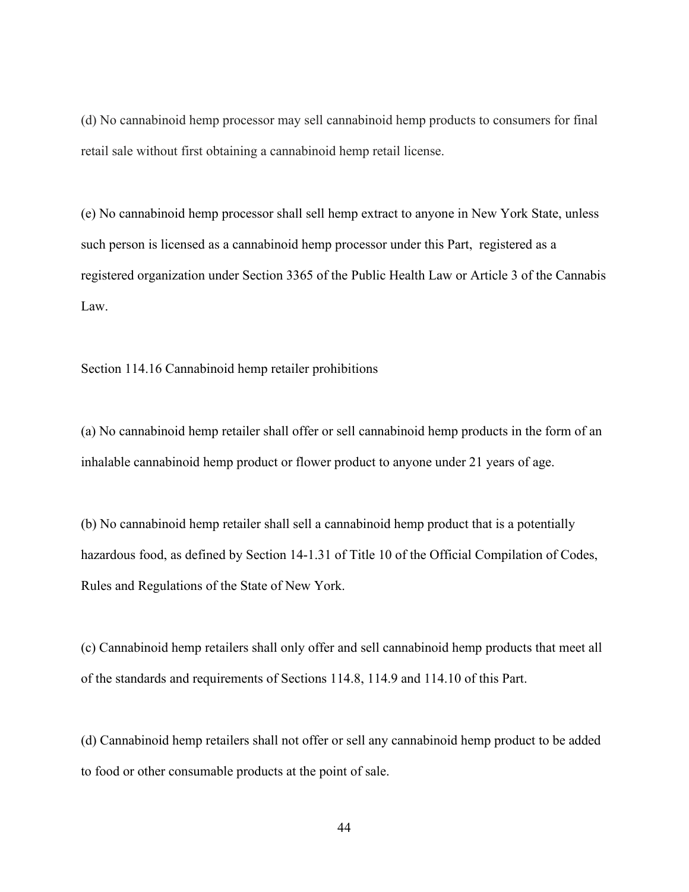(d) No cannabinoid hemp processor may sell cannabinoid hemp products to consumers for final retail sale without first obtaining a cannabinoid hemp retail license.

(e) No cannabinoid hemp processor shall sell hemp extract to anyone in New York State, unless such person is licensed as a cannabinoid hemp processor under this Part, registered as a registered organization under Section 3365 of the Public Health Law or Article 3 of the Cannabis Law.

Section 114.16 Cannabinoid hemp retailer prohibitions

(a) No cannabinoid hemp retailer shall offer or sell cannabinoid hemp products in the form of an inhalable cannabinoid hemp product or flower product to anyone under 21 years of age.

(b) No cannabinoid hemp retailer shall sell a cannabinoid hemp product that is a potentially hazardous food, as defined by Section 14-1.31 of Title 10 of the Official Compilation of Codes, Rules and Regulations of the State of New York.

(c) Cannabinoid hemp retailers shall only offer and sell cannabinoid hemp products that meet all of the standards and requirements of Sections 114.8, 114.9 and 114.10 of this Part.

(d) Cannabinoid hemp retailers shall not offer or sell any cannabinoid hemp product to be added to food or other consumable products at the point of sale.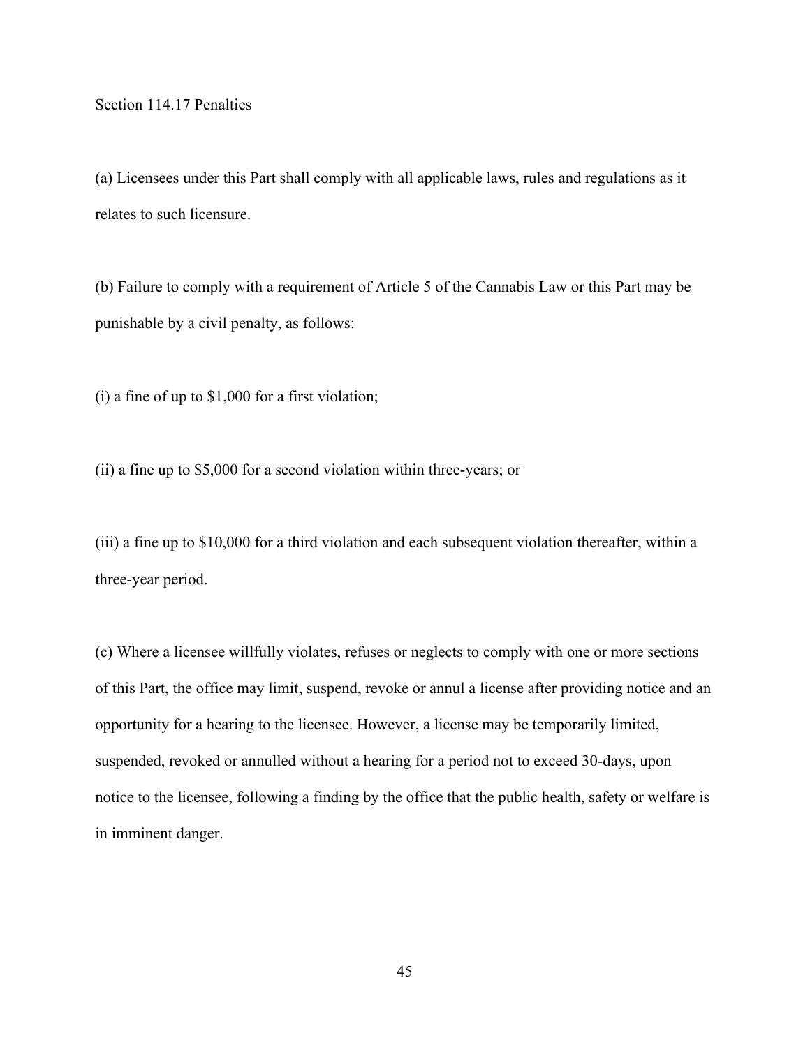## Section 114.17 Penalties

(a) Licensees under this Part shall comply with all applicable laws, rules and regulations as it relates to such licensure.

(b) Failure to comply with a requirement of Article 5 of the Cannabis Law or this Part may be punishable by a civil penalty, as follows:

(i) a fine of up to $1,000 for a first violation;

(ii) a fine up to $5,000 for a second violation within three-years; or

(iii) a fine up to $10,000 for a third violation and each subsequent violation thereafter, within a three-year period.

(c) Where a licensee willfully violates, refuses or neglects to comply with one or more sections of this Part, the office may limit, suspend, revoke or annul a license after providing notice and an opportunity for a hearing to the licensee. However, a license may be temporarily limited, suspended, revoked or annulled without a hearing for a period not to exceed 30-days, upon notice to the licensee, following a finding by the office that the public health, safety or welfare is in imminent danger.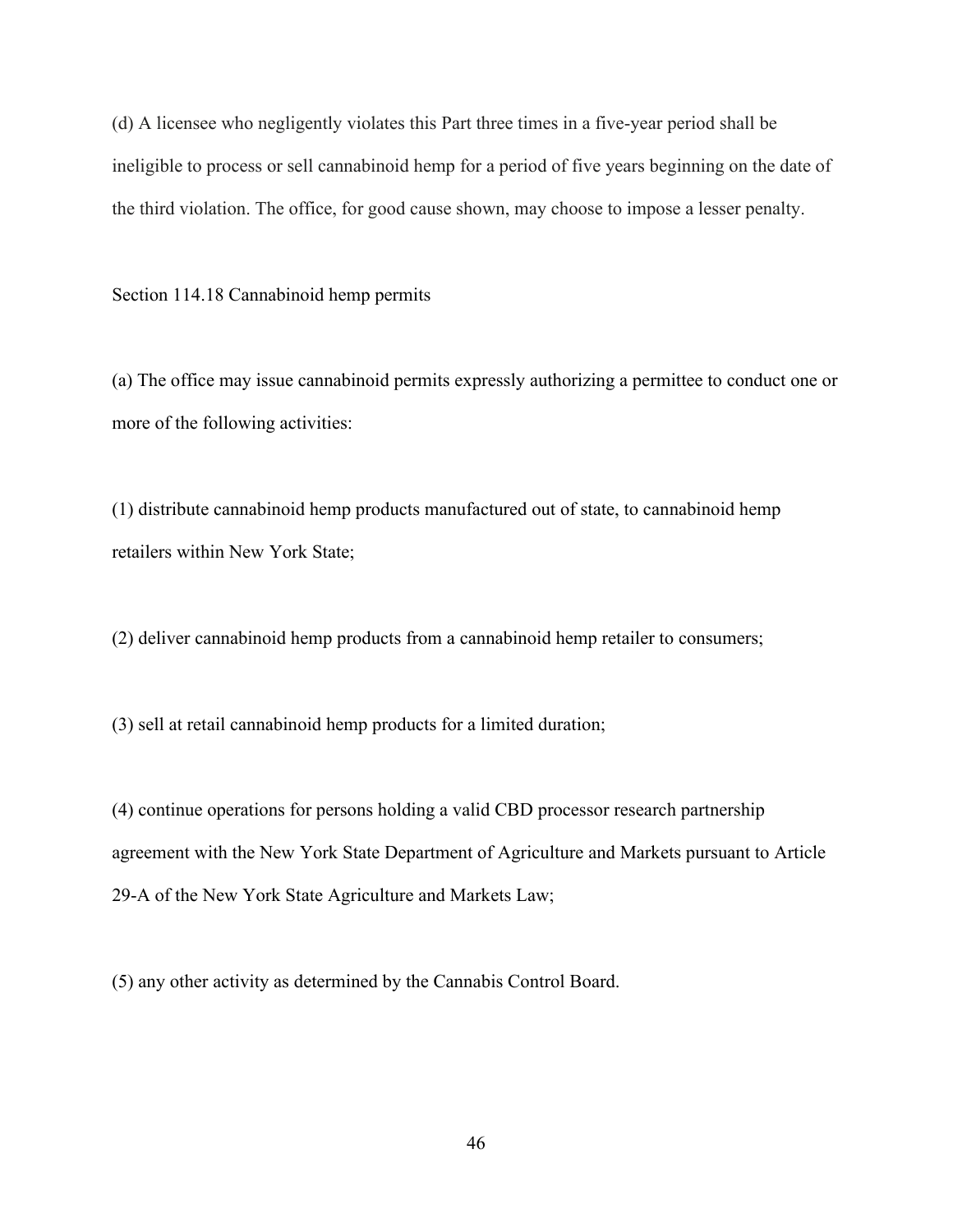(d) A licensee who negligently violates this Part three times in a five-year period shall be ineligible to process or sell cannabinoid hemp for a period of five years beginning on the date of the third violation. The office, for good cause shown, may choose to impose a lesser penalty.

Section 114.18 Cannabinoid hemp permits

(a) The office may issue cannabinoid permits expressly authorizing a permittee to conduct one or more of the following activities:

(1) distribute cannabinoid hemp products manufactured out of state, to cannabinoid hemp retailers within New York State;

(2) deliver cannabinoid hemp products from a cannabinoid hemp retailer to consumers;

(3) sell at retail cannabinoid hemp products for a limited duration;

(4) continue operations for persons holding a valid CBD processor research partnership agreement with the New York State Department of Agriculture and Markets pursuant to Article 29-A of the New York State Agriculture and Markets Law;

(5) any other activity as determined by the Cannabis Control Board.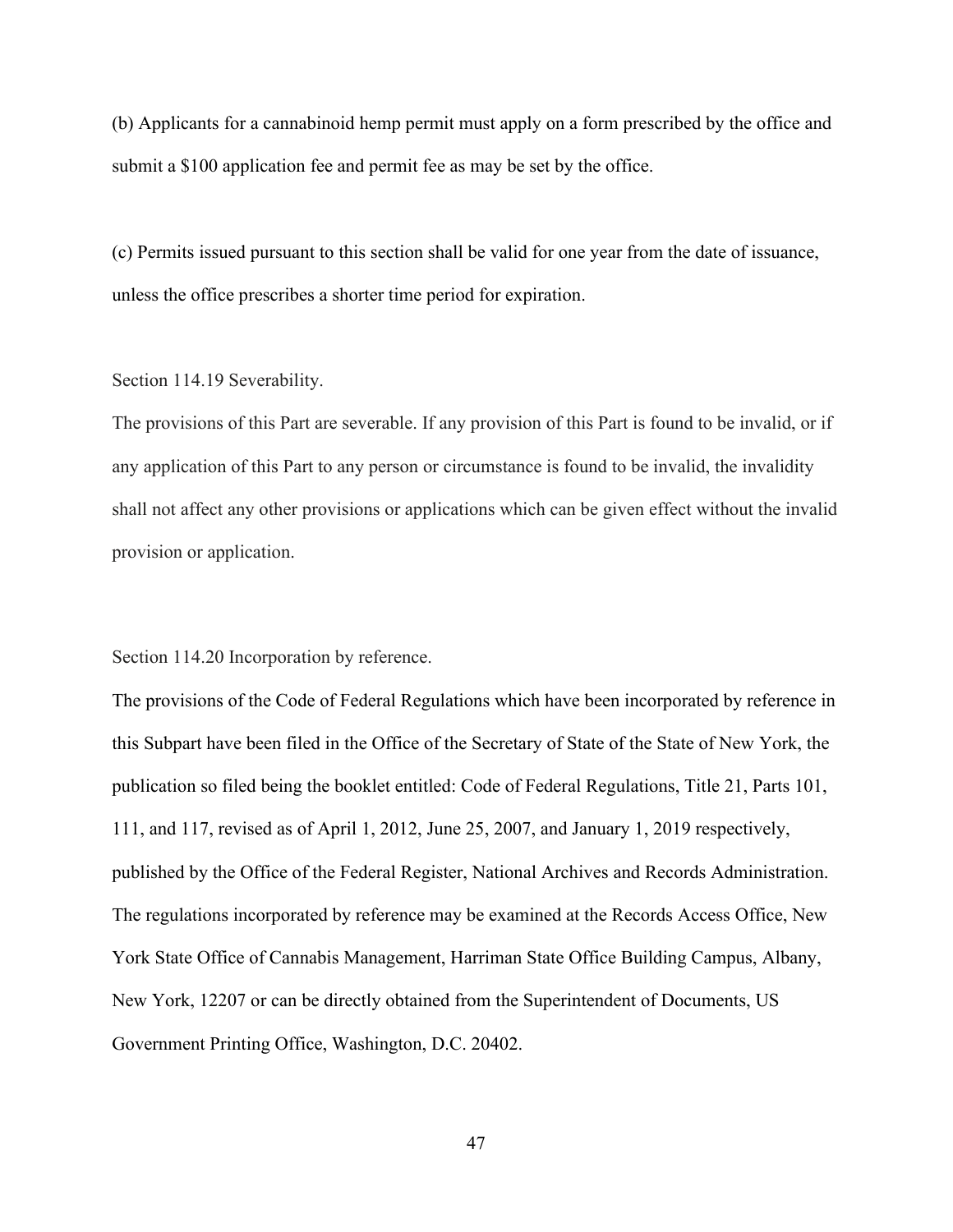(b) Applicants for a cannabinoid hemp permit must apply on a form prescribed by the office and submit a $100 application fee and permit fee as may be set by the office.

(c) Permits issued pursuant to this section shall be valid for one year from the date of issuance, unless the office prescribes a shorter time period for expiration.

Section 114.19 Severability.

The provisions of this Part are severable. If any provision of this Part is found to be invalid, or if any application of this Part to any person or circumstance is found to be invalid, the invalidity shall not affect any other provisions or applications which can be given effect without the invalid provision or application.

Section 114.20 Incorporation by reference.

The provisions of the Code of Federal Regulations which have been incorporated by reference in this Subpart have been filed in the Office of the Secretary of State of the State of New York, the publication so filed being the booklet entitled: Code of Federal Regulations, Title 21, Parts 101, 111, and 117, revised as of April 1, 2012, June 25, 2007, and January 1, 2019 respectively, published by the Office of the Federal Register, National Archives and Records Administration. The regulations incorporated by reference may be examined at the Records Access Office, New York State Office of Cannabis Management, Harriman State Office Building Campus, Albany, New York, 12207 or can be directly obtained from the Superintendent of Documents, US Government Printing Office, Washington, D.C. 20402.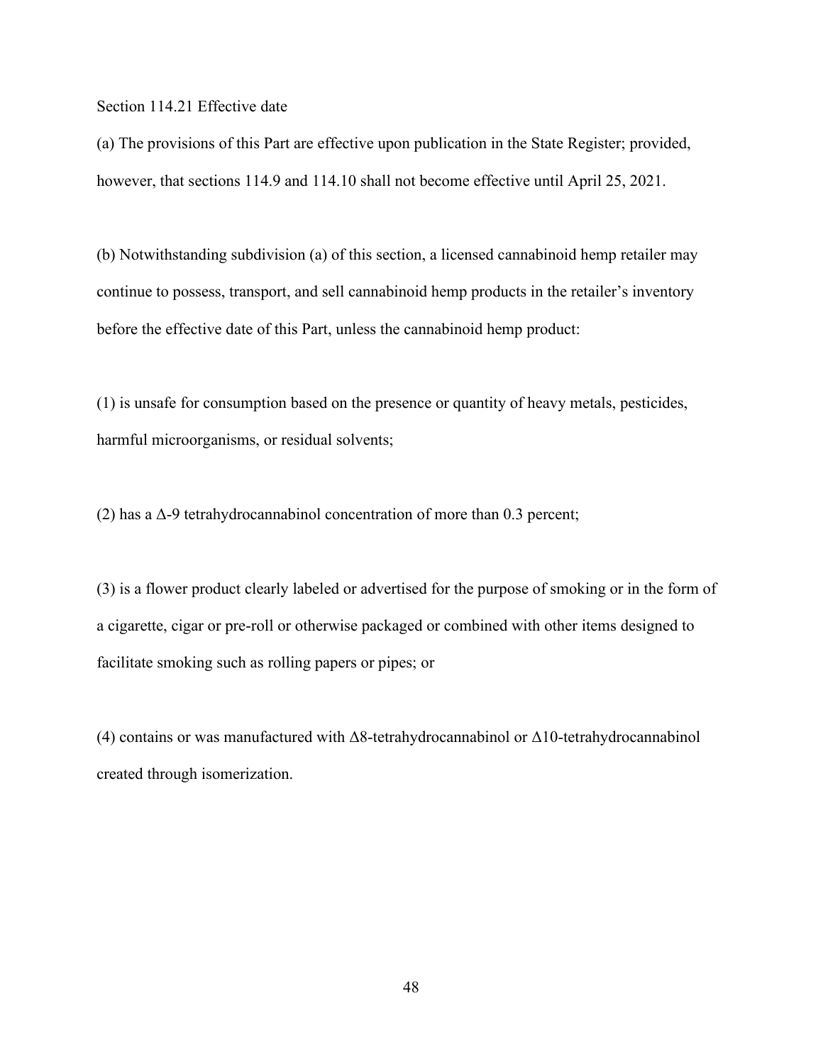Section 114.21 Effective date

(a) The provisions of this Part are effective upon publication in the State Register; provided, however, that sections 114.9 and 114.10 shall not become effective until April 25, 2021.

(b) Notwithstanding subdivision (a) of this section, a licensed cannabinoid hemp retailer may continue to possess, transport, and sell cannabinoid hemp products in the retailer's inventory before the effective date of this Part, unless the cannabinoid hemp product:

(1) is unsafe for consumption based on the presence or quantity of heavy metals, pesticides, harmful microorganisms, or residual solvents;

(2) has a Δ-9 tetrahydrocannabinol concentration of more than 0.3 percent;

(3) is a flower product clearly labeled or advertised for the purpose of smoking or in the form of a cigarette, cigar or pre-roll or otherwise packaged or combined with other items designed to facilitate smoking such as rolling papers or pipes; or

(4) contains or was manufactured with Δ8-tetrahydrocannabinol or Δ10-tetrahydrocannabinol created through isomerization.